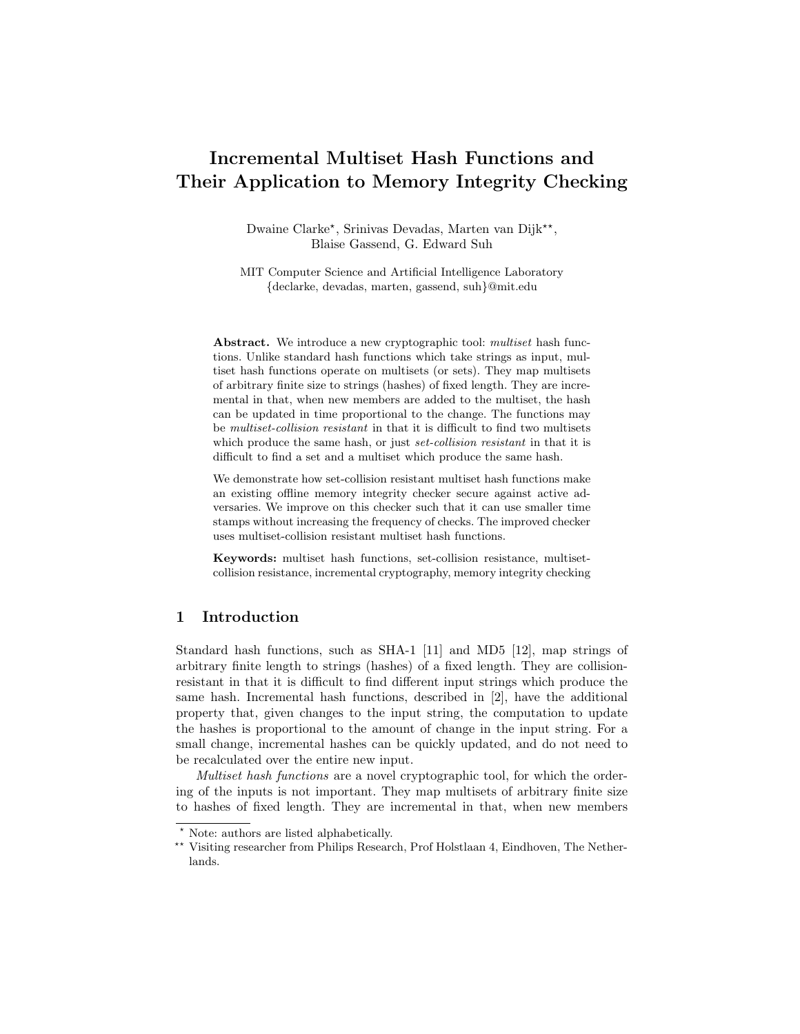# Incremental Multiset Hash Functions and Their Application to Memory Integrity Checking

Dwaine Clarke*, Srinivas Devadas, Marten van Dijk**, Blaise Gassend, G. Edward Suh

MIT Computer Science and Artificial Intelligence Laboratory
{declarke, devadas, marten, gassend, suh}@mit.edu

**Abstract.** We introduce a new cryptographic tool: *multiset* hash functions. Unlike standard hash functions which take strings as input, multiset hash functions operate on multisets (or sets). They map multisets of arbitrary finite size to strings (hashes) of fixed length. They are incremental in that, when new members are added to the multiset, the hash can be updated in time proportional to the change. The functions may be *multiset-collision resistant* in that it is difficult to find two multisets which produce the same hash, or just *set-collision resistant* in that it is difficult to find a set and a multiset which produce the same hash.

We demonstrate how set-collision resistant multiset hash functions make an existing offline memory integrity checker secure against active adversaries. We improve on this checker such that it can use smaller time stamps without increasing the frequency of checks. The improved checker uses multiset-collision resistant multiset hash functions.

**Keywords:** multiset hash functions, set-collision resistance, multiset-collision resistance, incremental cryptography, memory integrity checking

## 1 Introduction

Standard hash functions, such as SHA-1 [11] and MD5 [12], map strings of arbitrary finite length to strings (hashes) of a fixed length. They are collision-resistant in that it is difficult to find different input strings which produce the same hash. Incremental hash functions, described in [2], have the additional property that, given changes to the input string, the computation to update the hashes is proportional to the amount of change in the input string. For a small change, incremental hashes can be quickly updated, and do not need to be recalculated over the entire new input.

*Multiset hash functions* are a novel cryptographic tool, for which the ordering of the inputs is not important. They map multisets of arbitrary finite size to hashes of fixed length. They are incremental in that, when new members

---

* Note: authors are listed alphabetically.

** Visiting researcher from Philips Research, Prof Holstlaan 4, Eindhoven, The Netherlands.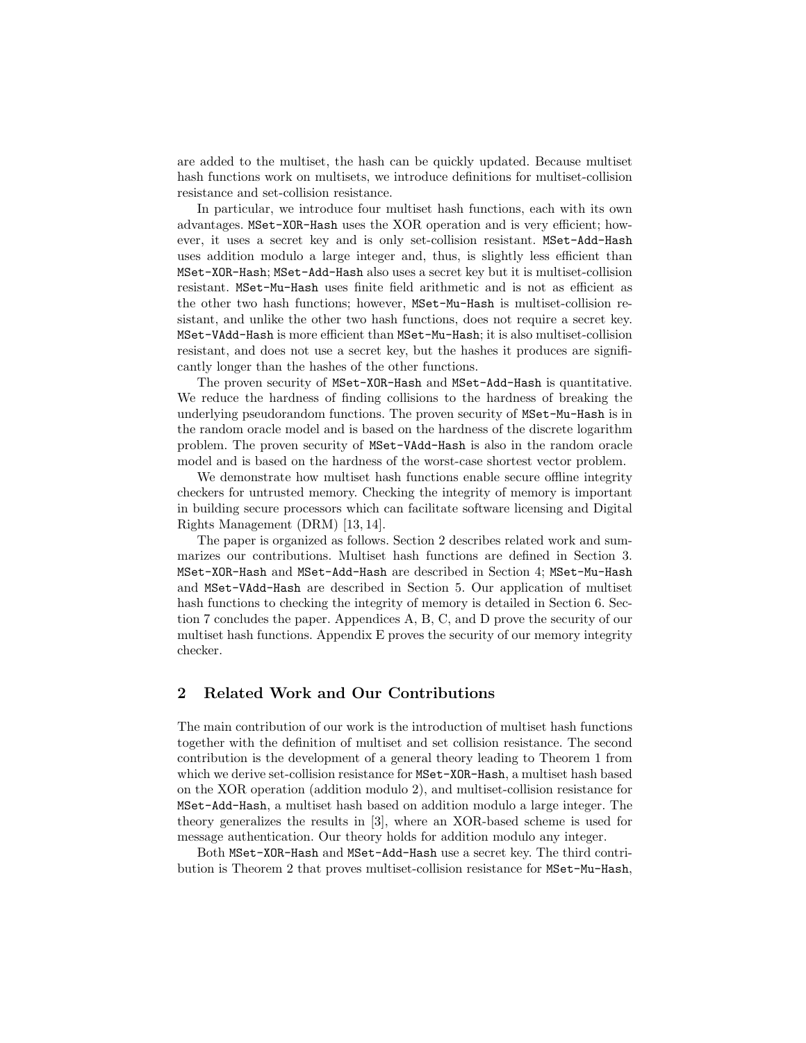are added to the multiset, the hash can be quickly updated. Because multiset hash functions work on multisets, we introduce definitions for multiset-collision resistance and set-collision resistance.

In particular, we introduce four multiset hash functions, each with its own advantages. `MSet-XOR-Hash` uses the XOR operation and is very efficient; however, it uses a secret key and is only set-collision resistant. `MSet-Add-Hash` uses addition modulo a large integer and, thus, is slightly less efficient than `MSet-XOR-Hash`; `MSet-Add-Hash` also uses a secret key but it is multiset-collision resistant. `MSet-Mu-Hash` uses finite field arithmetic and is not as efficient as the other two hash functions; however, `MSet-Mu-Hash` is multiset-collision resistant, and unlike the other two hash functions, does not require a secret key. `MSet-VAdd-Hash` is more efficient than `MSet-Mu-Hash`; it is also multiset-collision resistant, and does not use a secret key, but the hashes it produces are significantly longer than the hashes of the other functions.

The proven security of `MSet-XOR-Hash` and `MSet-Add-Hash` is quantitative. We reduce the hardness of finding collisions to the hardness of breaking the underlying pseudorandom functions. The proven security of `MSet-Mu-Hash` is in the random oracle model and is based on the hardness of the discrete logarithm problem. The proven security of `MSet-VAdd-Hash` is also in the random oracle model and is based on the hardness of the worst-case shortest vector problem.

We demonstrate how multiset hash functions enable secure offline integrity checkers for untrusted memory. Checking the integrity of memory is important in building secure processors which can facilitate software licensing and Digital Rights Management (DRM) [13, 14].

The paper is organized as follows. Section 2 describes related work and summarizes our contributions. Multiset hash functions are defined in Section 3. `MSet-XOR-Hash` and `MSet-Add-Hash` are described in Section 4; `MSet-Mu-Hash` and `MSet-VAdd-Hash` are described in Section 5. Our application of multiset hash functions to checking the integrity of memory is detailed in Section 6. Section 7 concludes the paper. Appendices A, B, C, and D prove the security of our multiset hash functions. Appendix E proves the security of our memory integrity checker.

## 2 Related Work and Our Contributions

The main contribution of our work is the introduction of multiset hash functions together with the definition of multiset and set collision resistance. The second contribution is the development of a general theory leading to Theorem 1 from which we derive set-collision resistance for `MSet-XOR-Hash`, a multiset hash based on the XOR operation (addition modulo 2), and multiset-collision resistance for `MSet-Add-Hash`, a multiset hash based on addition modulo a large integer. The theory generalizes the results in [3], where an XOR-based scheme is used for message authentication. Our theory holds for addition modulo any integer.

Both `MSet-XOR-Hash` and `MSet-Add-Hash` use a secret key. The third contribution is Theorem 2 that proves multiset-collision resistance for `MSet-Mu-Hash`,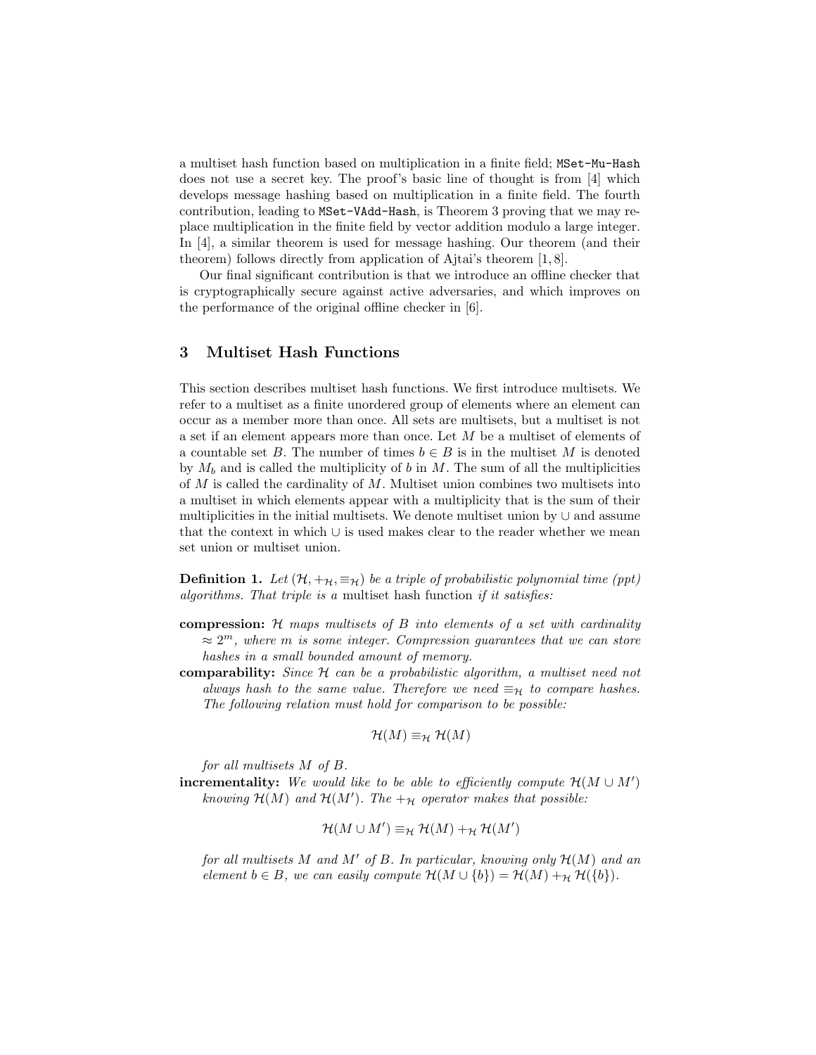a multiset hash function based on multiplication in a finite field; `MSet-Mu-Hash` does not use a secret key. The proof's basic line of thought is from [4] which develops message hashing based on multiplication in a finite field. The fourth contribution, leading to `MSet-VAdd-Hash`, is Theorem 3 proving that we may replace multiplication in the finite field by vector addition modulo a large integer. In [4], a similar theorem is used for message hashing. Our theorem (and their theorem) follows directly from application of Ajtai's theorem [1, 8].

Our final significant contribution is that we introduce an offline checker that is cryptographically secure against active adversaries, and which improves on the performance of the original offline checker in [6].

## 3 Multiset Hash Functions

This section describes multiset hash functions. We first introduce multisets. We refer to a multiset as a finite unordered group of elements where an element can occur as a member more than once. All sets are multisets, but a multiset is not a set if an element appears more than once. Let $M$ be a multiset of elements of a countable set $B$. The number of times $b \in B$ is in the multiset $M$ is denoted by $M_b$ and is called the multiplicity of $b$ in $M$. The sum of all the multiplicities of $M$ is called the cardinality of $M$. Multiset union combines two multisets into a multiset in which elements appear with a multiplicity that is the sum of their multiplicities in the initial multisets. We denote multiset union by $\cup$ and assume that the context in which $\cup$ is used makes clear to the reader whether we mean set union or multiset union.

**Definition 1.** *Let $(\mathcal{H}, +_{\mathcal{H}}, \equiv_{\mathcal{H}})$ be a triple of probabilistic polynomial time (ppt) algorithms. That triple is a* multiset hash function *if it satisfies:*

**compression:** *$\mathcal{H}$ maps multisets of $B$ into elements of a set with cardinality $\approx 2^m$, where $m$ is some integer. Compression guarantees that we can store hashes in a small bounded amount of memory.*

**comparability:** *Since $\mathcal{H}$ can be a probabilistic algorithm, a multiset need not always hash to the same value. Therefore we need $\equiv_{\mathcal{H}}$ to compare hashes. The following relation must hold for comparison to be possible:*

$$\mathcal{H}(M) \equiv_{\mathcal{H}} \mathcal{H}(M)$$

*for all multisets $M$ of $B$.*

**incrementality:** *We would like to be able to efficiently compute $\mathcal{H}(M \cup M')$ knowing $\mathcal{H}(M)$ and $\mathcal{H}(M')$. The $+_{\mathcal{H}}$ operator makes that possible:*

$$\mathcal{H}(M \cup M') \equiv_{\mathcal{H}} \mathcal{H}(M) +_{\mathcal{H}} \mathcal{H}(M')$$

*for all multisets $M$ and $M'$ of $B$. In particular, knowing only $\mathcal{H}(M)$ and an element $b \in B$, we can easily compute $\mathcal{H}(M \cup \{b\}) = \mathcal{H}(M) +_{\mathcal{H}} \mathcal{H}(\{b\})$.*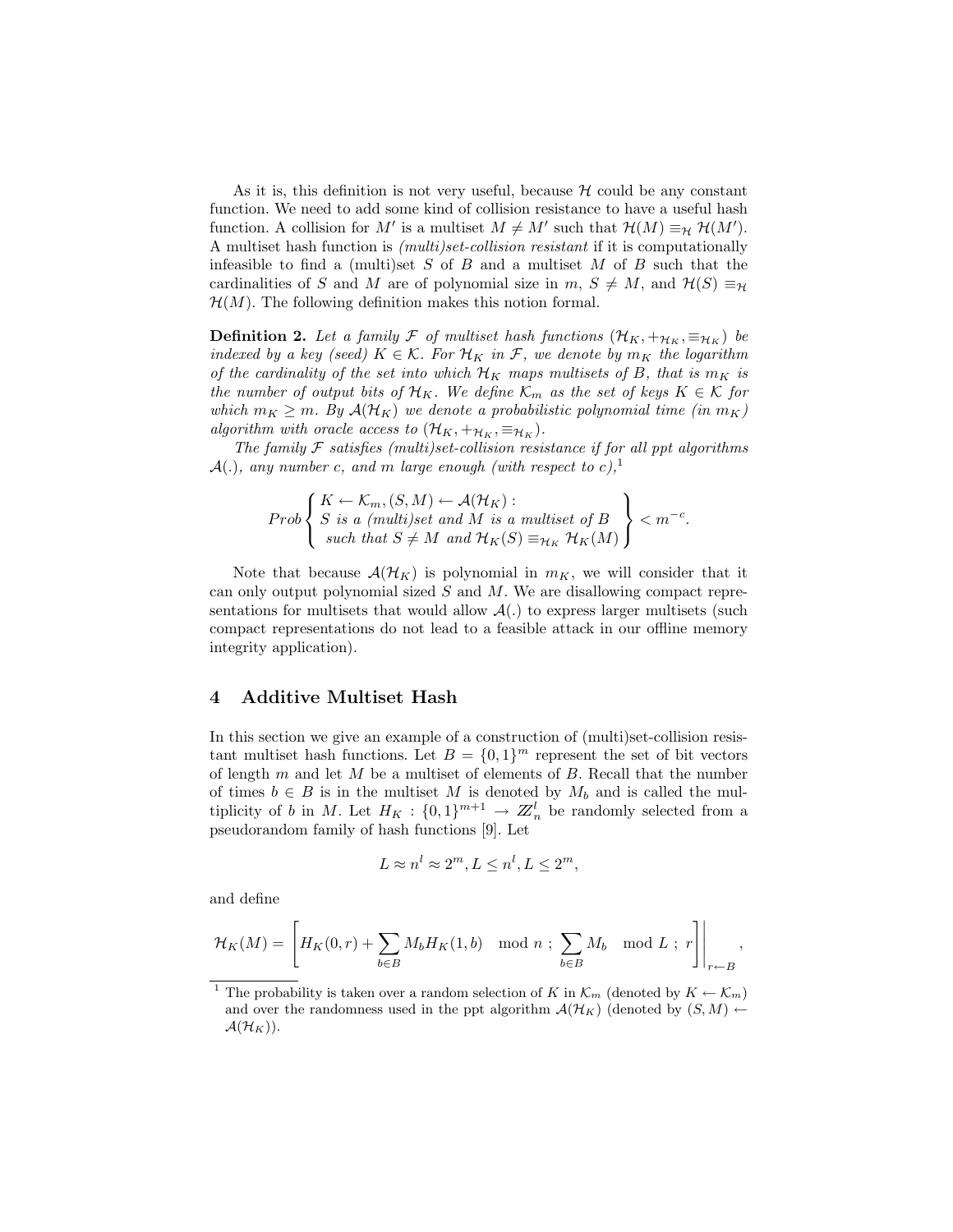As it is, this definition is not very useful, because $\mathcal{H}$ could be any constant function. We need to add some kind of collision resistance to have a useful hash function. A collision for $M'$ is a multiset $M \neq M'$ such that $\mathcal{H}(M) \equiv_{\mathcal{H}} \mathcal{H}(M')$. A multiset hash function is *(multi)set-collision resistant* if it is computationally infeasible to find a (multi)set $S$ of $B$ and a multiset $M$ of $B$ such that the cardinalities of $S$ and $M$ are of polynomial size in $m$, $S \neq M$, and $\mathcal{H}(S) \equiv_{\mathcal{H}} \mathcal{H}(M)$. The following definition makes this notion formal.

**Definition 2.** *Let a family $\mathcal{F}$ of multiset hash functions $(\mathcal{H}_K, +_{\mathcal{H}_K}, \equiv_{\mathcal{H}_K})$ be indexed by a key (seed) $K \in \mathcal{K}$. For $\mathcal{H}_K$ in $\mathcal{F}$, we denote by $m_K$ the logarithm of the cardinality of the set into which $\mathcal{H}_K$ maps multisets of $B$, that is $m_K$ is the number of output bits of $\mathcal{H}_K$. We define $\mathcal{K}_m$ as the set of keys $K \in \mathcal{K}$ for which $m_K \geq m$. By $\mathcal{A}(\mathcal{H}_K)$ we denote a probabilistic polynomial time (in $m_K$) algorithm with oracle access to $(\mathcal{H}_K, +_{\mathcal{H}_K}, \equiv_{\mathcal{H}_K})$.*

*The family $\mathcal{F}$ satisfies (multi)set-collision resistance if for all ppt algorithms $\mathcal{A}(.)$, any number $c$, and $m$ large enough (with respect to $c$),*[1]

$$
Prob \left\{ \begin{array}{l} K \leftarrow \mathcal{K}_m, (S, M) \leftarrow \mathcal{A}(\mathcal{H}_K): \\ S \text{ is a (multi)set and } M \text{ is a multiset of } B \\ \text{ such that } S \neq M \text{ and } \mathcal{H}_K(S) \equiv_{\mathcal{H}_K} \mathcal{H}_K(M) \end{array} \right\} < m^{-c}.
$$

Note that because $\mathcal{A}(\mathcal{H}_K)$ is polynomial in $m_K$, we will consider that it can only output polynomial sized $S$ and $M$. We are disallowing compact representations for multisets that would allow $\mathcal{A}(.)$ to express larger multisets (such compact representations do not lead to a feasible attack in our offline memory integrity application).

## 4 Additive Multiset Hash

In this section we give an example of a construction of (multi)set-collision resistant multiset hash functions. Let $B = \{0,1\}^m$ represent the set of bit vectors of length $m$ and let $M$ be a multiset of elements of $B$. Recall that the number of times $b \in B$ is in the multiset $M$ is denoted by $M_b$ and is called the multiplicity of $b$ in $M$. Let $H_K : \{0,1\}^{m+1} \rightarrow \mathbb{Z}_n^l$ be randomly selected from a pseudorandom family of hash functions [9]. Let

$$
L \approx n^l \approx 2^m, L \leq n^l, L \leq 2^m,
$$

and define

$$
\mathcal{H}_K(M) = \left[ H_K(0, r) + \sum_{b \in B} M_b H_K(1, b) \mod n \; ; \; \sum_{b \in B} M_b \mod L \; ; \; r \right] \Bigg|_{r \leftarrow B},
$$

[1] The probability is taken over a random selection of $K$ in $\mathcal{K}_m$ (denoted by $K \leftarrow \mathcal{K}_m$) and over the randomness used in the ppt algorithm $\mathcal{A}(\mathcal{H}_K)$ (denoted by $(S, M) \leftarrow \mathcal{A}(\mathcal{H}_K)$).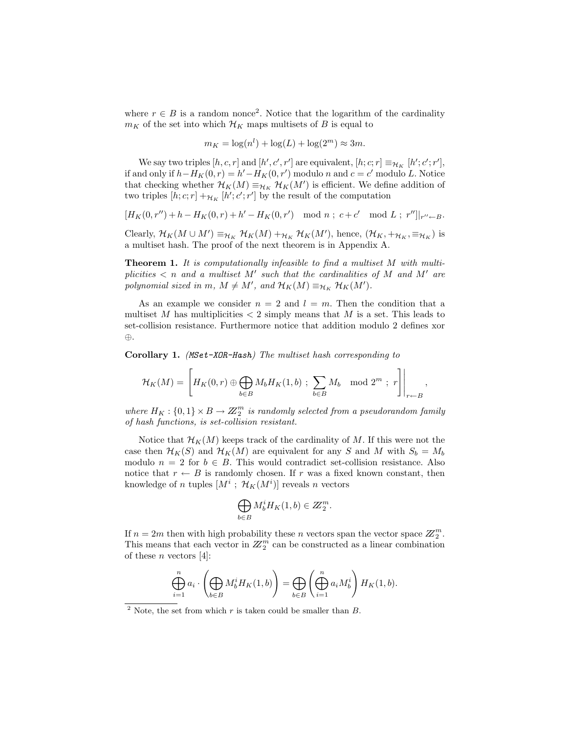where $r \in B$ is a random nonce[2]. Notice that the logarithm of the cardinality $m_K$ of the set into which $\mathcal{H}_K$ maps multisets of $B$ is equal to

$$m_K = \log(n^l) + \log(L) + \log(2^m) \approx 3m.$$

We say two triples $[h, c, r]$ and $[h', c', r']$ are equivalent, $[h; c; r] \equiv_{\mathcal{H}_K} [h'; c'; r']$, if and only if $h - H_K(0, r) = h' - H_K(0, r')$ modulo $n$ and $c = c'$ modulo $L$. Notice that checking whether $\mathcal{H}_K(M) \equiv_{\mathcal{H}_K} \mathcal{H}_K(M')$ is efficient. We define addition of two triples $[h; c; r] +_{\mathcal{H}_K} [h'; c'; r']$ by the result of the computation

$$[H_K(0, r'') + h - H_K(0, r) + h' - H_K(0, r') \mod n \; ; \; c + c' \mod L \; ; \; r'']|_{r'' \leftarrow B}.$$

Clearly, $\mathcal{H}_K(M \cup M') \equiv_{\mathcal{H}_K} \mathcal{H}_K(M) +_{\mathcal{H}_K} \mathcal{H}_K(M')$, hence, $(\mathcal{H}_K, +_{\mathcal{H}_K}, \equiv_{\mathcal{H}_K})$ is a multiset hash. The proof of the next theorem is in Appendix A.

**Theorem 1.** *It is computationally infeasible to find a multiset $M$ with multiplicities $< n$ and a multiset $M'$ such that the cardinalities of $M$ and $M'$ are polynomial sized in $m$, $M \neq M'$, and $\mathcal{H}_K(M) \equiv_{\mathcal{H}_K} \mathcal{H}_K(M')$.*

As an example we consider $n = 2$ and $l = m$. Then the condition that a multiset $M$ has multiplicities $< 2$ simply means that $M$ is a set. This leads to set-collision resistance. Furthermore notice that addition modulo 2 defines xor $\oplus$.

**Corollary 1.** *(MSet-XOR-Hash) The multiset hash corresponding to*

$$\mathcal{H}_K(M) = \left[ H_K(0, r) \oplus \bigoplus_{b \in B} M_b H_K(1, b) \; ; \; \sum_{b \in B} M_b \mod 2^m \; ; \; r \right] \Bigg|_{r \leftarrow B},$$

*where $H_K : \{0, 1\} \times B \to \mathbb{Z}_2^m$ is randomly selected from a pseudorandom family of hash functions, is set-collision resistant.*

Notice that $\mathcal{H}_K(M)$ keeps track of the cardinality of $M$. If this were not the case then $\mathcal{H}_K(S)$ and $\mathcal{H}_K(M)$ are equivalent for any $S$ and $M$ with $S_b = M_b$ modulo $n = 2$ for $b \in B$. This would contradict set-collision resistance. Also notice that $r \leftarrow B$ is randomly chosen. If $r$ was a fixed known constant, then knowledge of $n$ tuples $[M^i \; ; \; \mathcal{H}_K(M^i)]$ reveals $n$ vectors

$$\bigoplus_{b \in B} M_b^i H_K(1, b) \in \mathbb{Z}_2^m.$$

If $n = 2m$ then with high probability these $n$ vectors span the vector space $\mathbb{Z}_2^m$. This means that each vector in $\mathbb{Z}_2^m$ can be constructed as a linear combination of these $n$ vectors [4]:

$$\bigoplus_{i=1}^{n} a_i \cdot \left( \bigoplus_{b \in B} M_b^i H_K(1, b) \right) = \bigoplus_{b \in B} \left( \bigoplus_{i=1}^{n} a_i M_b^i \right) H_K(1, b).$$

[2] Note, the set from which $r$ is taken could be smaller than $B$.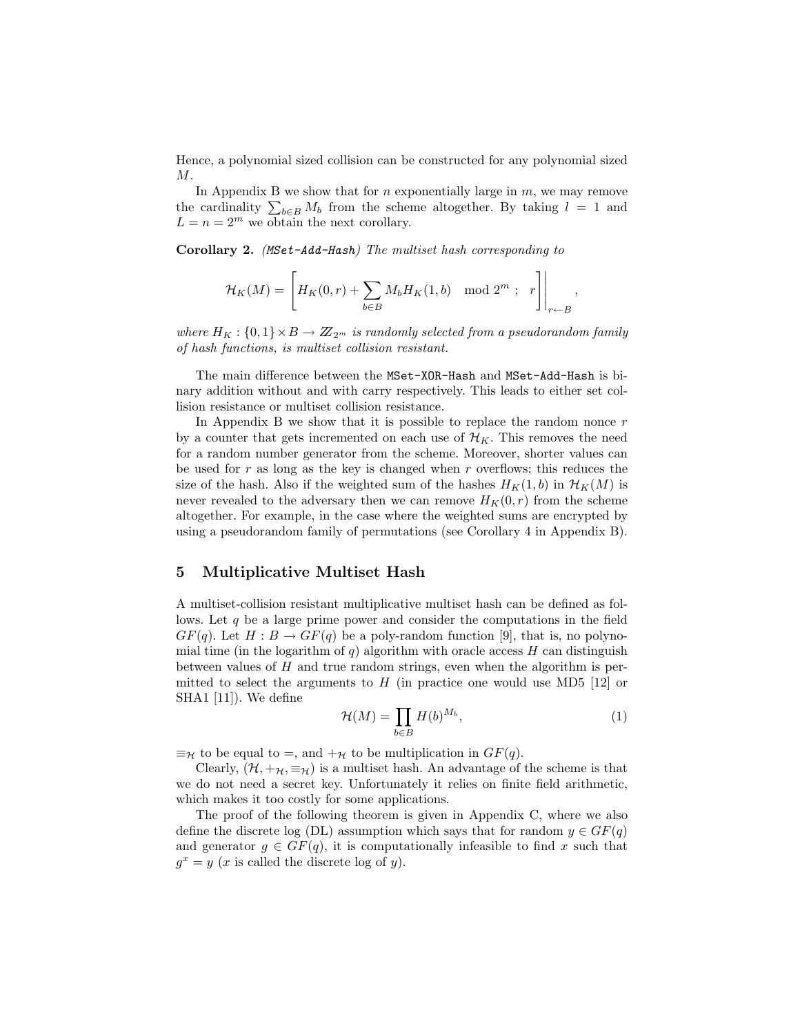Hence, a polynomial sized collision can be constructed for any polynomial sized $M$.

In Appendix B we show that for $n$ exponentially large in $m$, we may remove the cardinality $\sum_{b \in B} M_b$ from the scheme altogether. By taking $l = 1$ and $L = n = 2^m$ we obtain the next corollary.

**Corollary 2.** *(MSet-Add-Hash) The multiset hash corresponding to*

$$\mathcal{H}_K(M) = \left[ H_K(0,r) + \sum_{b \in B} M_b H_K(1,b) \mod 2^m \;;\; r \right]\Bigg|_{r \leftarrow B},$$

*where $H_K : \{0,1\} \times B \to \mathbb{Z}_{2^m}$ is randomly selected from a pseudorandom family of hash functions, is multiset collision resistant.*

The main difference between the `MSet-XOR-Hash` and `MSet-Add-Hash` is binary addition without and with carry respectively. This leads to either set collision resistance or multiset collision resistance.

In Appendix B we show that it is possible to replace the random nonce $r$ by a counter that gets incremented on each use of $\mathcal{H}_K$. This removes the need for a random number generator from the scheme. Moreover, shorter values can be used for $r$ as long as the key is changed when $r$ overflows; this reduces the size of the hash. Also if the weighted sum of the hashes $H_K(1,b)$ in $\mathcal{H}_K(M)$ is never revealed to the adversary then we can remove $H_K(0,r)$ from the scheme altogether. For example, in the case where the weighted sums are encrypted by using a pseudorandom family of permutations (see Corollary 4 in Appendix B).

## 5 Multiplicative Multiset Hash

A multiset-collision resistant multiplicative multiset hash can be defined as follows. Let $q$ be a large prime power and consider the computations in the field $GF(q)$. Let $H : B \to GF(q)$ be a poly-random function [9], that is, no polynomial time (in the logarithm of $q$) algorithm with oracle access $H$ can distinguish between values of $H$ and true random strings, even when the algorithm is permitted to select the arguments to $H$ (in practice one would use MD5 [12] or SHA1 [11]). We define

$$\mathcal{H}(M) = \prod_{b \in B} H(b)^{M_b}, \tag{1}$$

$\equiv_{\mathcal{H}}$ to be equal to $=$, and $+_{\mathcal{H}}$ to be multiplication in $GF(q)$.

Clearly, $(\mathcal{H}, +_{\mathcal{H}}, \equiv_{\mathcal{H}})$ is a multiset hash. An advantage of the scheme is that we do not need a secret key. Unfortunately it relies on finite field arithmetic, which makes it too costly for some applications.

The proof of the following theorem is given in Appendix C, where we also define the discrete log (DL) assumption which says that for random $y \in GF(q)$ and generator $g \in GF(q)$, it is computationally infeasible to find $x$ such that $g^x = y$ ($x$ is called the discrete log of $y$).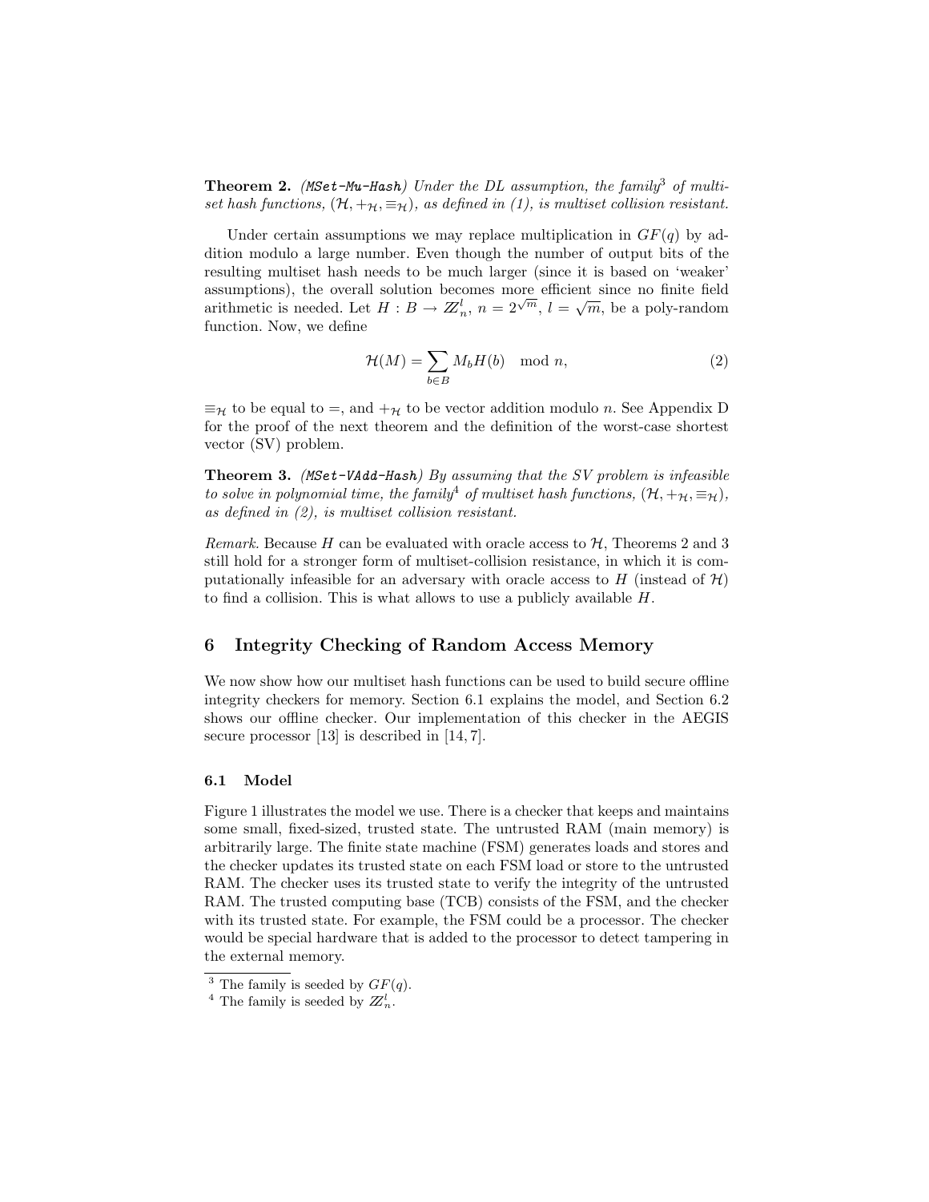**Theorem 2.** *(`MSet-Mu-Hash`) Under the DL assumption, the family*[3] *of multiset hash functions, $(\mathcal{H}, +_{\mathcal{H}}, \equiv_{\mathcal{H}})$, as defined in (1), is multiset collision resistant.*

Under certain assumptions we may replace multiplication in $GF(q)$ by addition modulo a large number. Even though the number of output bits of the resulting multiset hash needs to be much larger (since it is based on 'weaker' assumptions), the overall solution becomes more efficient since no finite field arithmetic is needed. Let $H : B \to \mathbb{Z}_n^l$, $n = 2^{\sqrt{m}}$, $l = \sqrt{m}$, be a poly-random function. Now, we define

$$\mathcal{H}(M) = \sum_{b \in B} M_b H(b) \mod n, \tag{2}$$

$\equiv_{\mathcal{H}}$ to be equal to $=$, and $+_{\mathcal{H}}$ to be vector addition modulo $n$. See Appendix D for the proof of the next theorem and the definition of the worst-case shortest vector (SV) problem.

**Theorem 3.** *(`MSet-VAdd-Hash`) By assuming that the SV problem is infeasible to solve in polynomial time, the family*[4] *of multiset hash functions, $(\mathcal{H}, +_{\mathcal{H}}, \equiv_{\mathcal{H}})$, as defined in (2), is multiset collision resistant.*

*Remark.* Because $H$ can be evaluated with oracle access to $\mathcal{H}$, Theorems 2 and 3 still hold for a stronger form of multiset-collision resistance, in which it is computationally infeasible for an adversary with oracle access to $H$ (instead of $\mathcal{H}$) to find a collision. This is what allows to use a publicly available $H$.

## 6 Integrity Checking of Random Access Memory

We now show how our multiset hash functions can be used to build secure offline integrity checkers for memory. Section 6.1 explains the model, and Section 6.2 shows our offline checker. Our implementation of this checker in the AEGIS secure processor [13] is described in [14, 7].

### 6.1 Model

Figure 1 illustrates the model we use. There is a checker that keeps and maintains some small, fixed-sized, trusted state. The untrusted RAM (main memory) is arbitrarily large. The finite state machine (FSM) generates loads and stores and the checker updates its trusted state on each FSM load or store to the untrusted RAM. The checker uses its trusted state to verify the integrity of the untrusted RAM. The trusted computing base (TCB) consists of the FSM, and the checker with its trusted state. For example, the FSM could be a processor. The checker would be special hardware that is added to the processor to detect tampering in the external memory.

---

[3] The family is seeded by $GF(q)$.

[4] The family is seeded by $\mathbb{Z}_n^l$.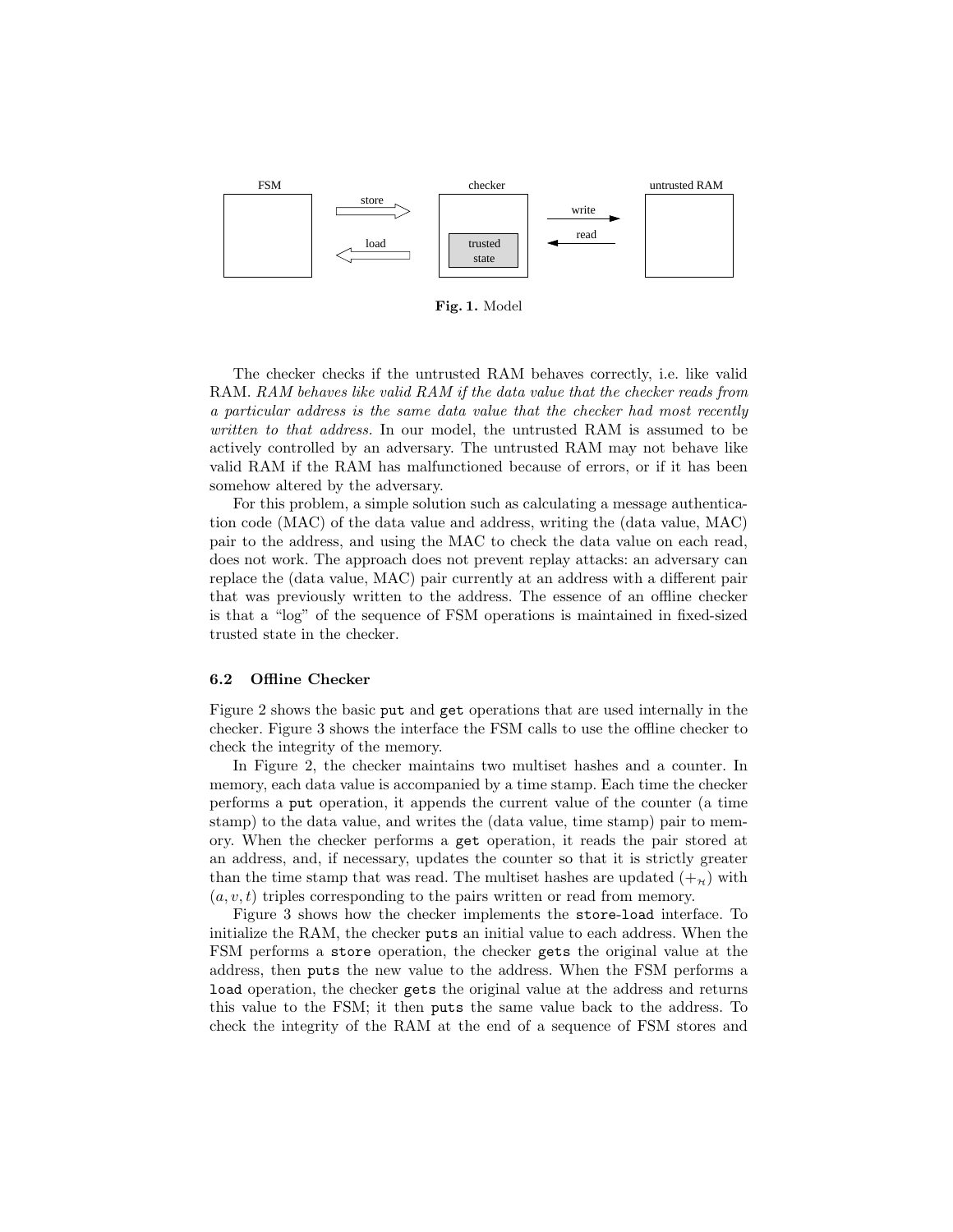FSM store load checker trusted state write read untrusted RAM

**Fig. 1.** Model

The checker checks if the untrusted RAM behaves correctly, i.e. like valid RAM. *RAM behaves like valid RAM if the data value that the checker reads from a particular address is the same data value that the checker had most recently written to that address.* In our model, the untrusted RAM is assumed to be actively controlled by an adversary. The untrusted RAM may not behave like valid RAM if the RAM has malfunctioned because of errors, or if it has been somehow altered by the adversary.

For this problem, a simple solution such as calculating a message authentication code (MAC) of the data value and address, writing the (data value, MAC) pair to the address, and using the MAC to check the data value on each read, does not work. The approach does not prevent replay attacks: an adversary can replace the (data value, MAC) pair currently at an address with a different pair that was previously written to the address. The essence of an offline checker is that a "log" of the sequence of FSM operations is maintained in fixed-sized trusted state in the checker.

### 6.2 Offline Checker

Figure 2 shows the basic `put` and `get` operations that are used internally in the checker. Figure 3 shows the interface the FSM calls to use the offline checker to check the integrity of the memory.

In Figure 2, the checker maintains two multiset hashes and a counter. In memory, each data value is accompanied by a time stamp. Each time the checker performs a `put` operation, it appends the current value of the counter (a time stamp) to the data value, and writes the (data value, time stamp) pair to memory. When the checker performs a `get` operation, it reads the pair stored at an address, and, if necessary, updates the counter so that it is strictly greater than the time stamp that was read. The multiset hashes are updated ($+_{\mathcal{H}}$) with $(a, v, t)$ triples corresponding to the pairs written or read from memory.

Figure 3 shows how the checker implements the `store`-`load` interface. To initialize the RAM, the checker `put`s an initial value to each address. When the FSM performs a `store` operation, the checker `get`s the original value at the address, then `put`s the new value to the address. When the FSM performs a `load` operation, the checker `get`s the original value at the address and returns this value to the FSM; it then `put`s the same value back to the address. To check the integrity of the RAM at the end of a sequence of FSM stores and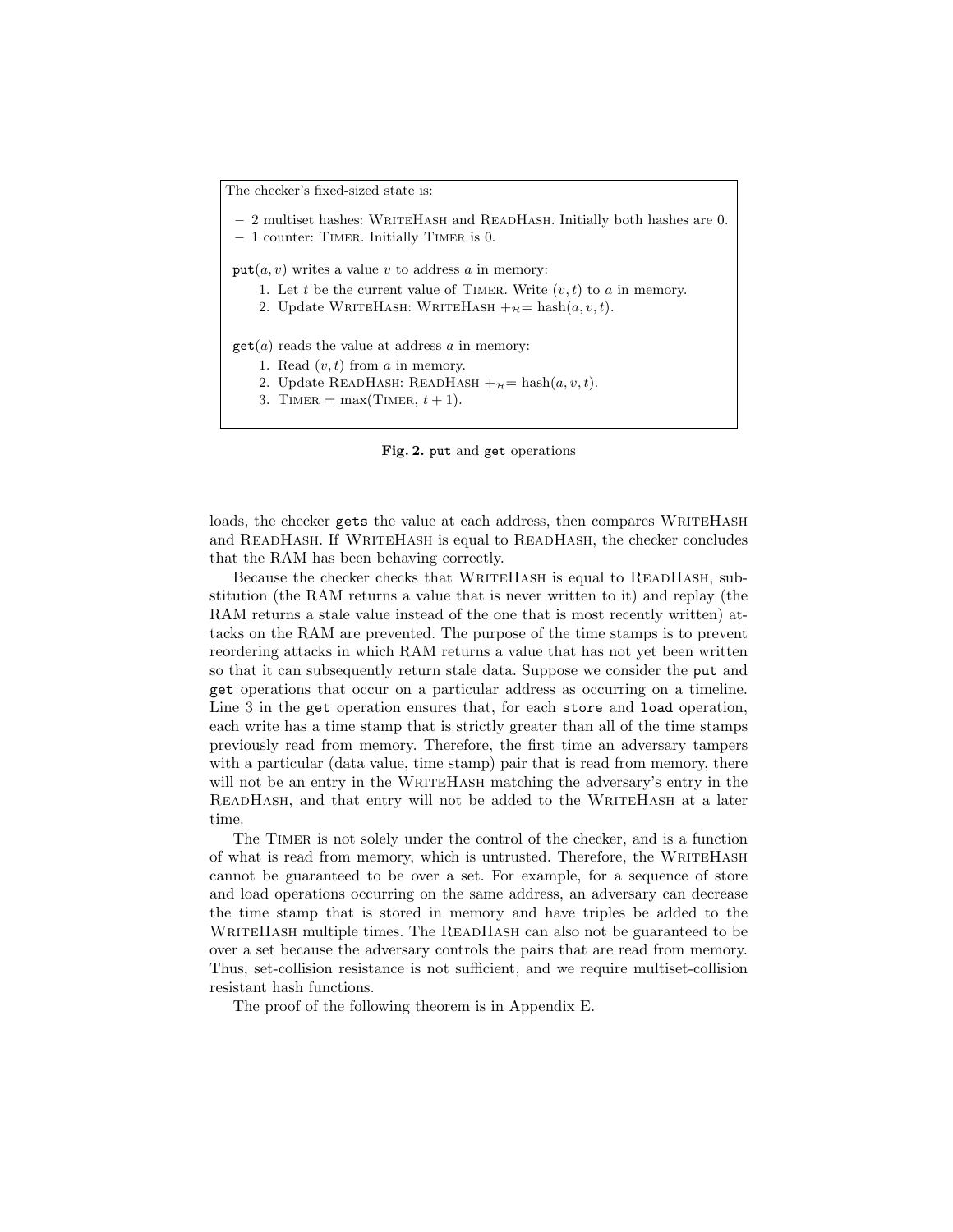The checker's fixed-sized state is:

- 2 multiset hashes: WriteHash and ReadHash. Initially both hashes are 0.
- 1 counter: Timer. Initially Timer is 0.

`put`$(a, v)$ writes a value $v$ to address $a$ in memory:

1. Let $t$ be the current value of Timer. Write $(v, t)$ to $a$ in memory.
2. Update WriteHash: WriteHash $+_{\mathcal{H}}=$ hash$(a, v, t)$.

`get`$(a)$ reads the value at address $a$ in memory:

1. Read $(v, t)$ from $a$ in memory.
2. Update ReadHash: ReadHash $+_{\mathcal{H}}=$ hash$(a, v, t)$.
3. Timer $=$ max(Timer, $t + 1$).

**Fig. 2.** `put` and `get` operations

loads, the checker `gets` the value at each address, then compares WriteHash and ReadHash. If WriteHash is equal to ReadHash, the checker concludes that the RAM has been behaving correctly.

Because the checker checks that WriteHash is equal to ReadHash, substitution (the RAM returns a value that is never written to it) and replay (the RAM returns a stale value instead of the one that is most recently written) attacks on the RAM are prevented. The purpose of the time stamps is to prevent reordering attacks in which RAM returns a value that has not yet been written so that it can subsequently return stale data. Suppose we consider the `put` and `get` operations that occur on a particular address as occurring on a timeline. Line 3 in the `get` operation ensures that, for each `store` and `load` operation, each write has a time stamp that is strictly greater than all of the time stamps previously read from memory. Therefore, the first time an adversary tampers with a particular (data value, time stamp) pair that is read from memory, there will not be an entry in the WriteHash matching the adversary's entry in the ReadHash, and that entry will not be added to the WriteHash at a later time.

The Timer is not solely under the control of the checker, and is a function of what is read from memory, which is untrusted. Therefore, the WriteHash cannot be guaranteed to be over a set. For example, for a sequence of store and load operations occurring on the same address, an adversary can decrease the time stamp that is stored in memory and have triples be added to the WriteHash multiple times. The ReadHash can also not be guaranteed to be over a set because the adversary controls the pairs that are read from memory. Thus, set-collision resistance is not sufficient, and we require multiset-collision resistant hash functions.

The proof of the following theorem is in Appendix E.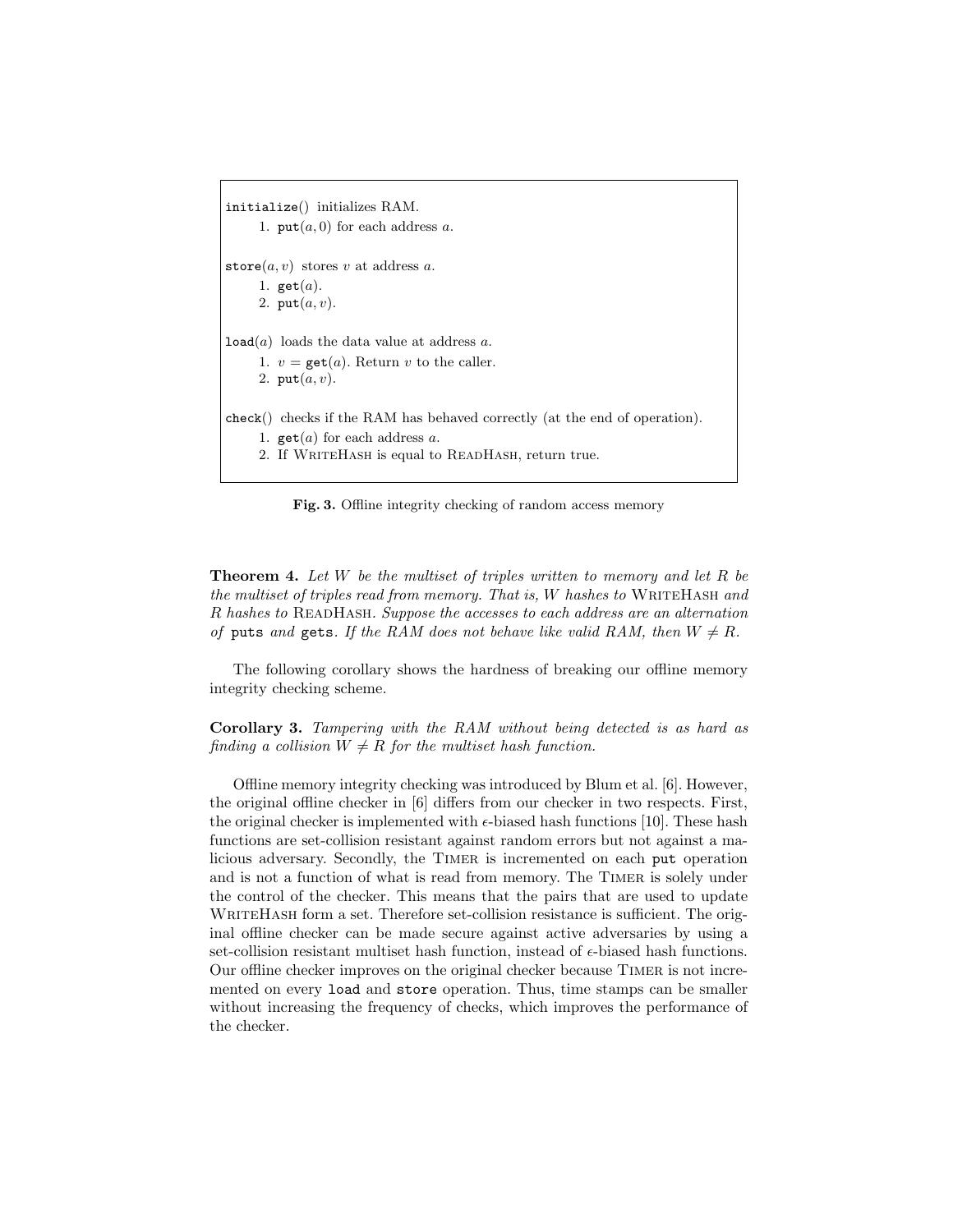```
initialize() initializes RAM.
    1. put(a, 0) for each address a.

store(a, v) stores v at address a.
    1. get(a).
    2. put(a, v).

load(a) loads the data value at address a.
    1. v = get(a). Return v to the caller.
    2. put(a, v).

check() checks if the RAM has behaved correctly (at the end of operation).
    1. get(a) for each address a.
    2. If WriteHash is equal to ReadHash, return true.
```

**Fig. 3.** Offline integrity checking of random access memory

**Theorem 4.** *Let $W$ be the multiset of triples written to memory and let $R$ be the multiset of triples read from memory. That is, $W$ hashes to* WriteHash *and $R$ hashes to* ReadHash*. Suppose the accesses to each address are an alternation of* `puts` *and* `gets`*. If the RAM does not behave like valid RAM, then $W \neq R$.*

The following corollary shows the hardness of breaking our offline memory integrity checking scheme.

**Corollary 3.** *Tampering with the RAM without being detected is as hard as finding a collision $W \neq R$ for the multiset hash function.*

Offline memory integrity checking was introduced by Blum et al. [6]. However, the original offline checker in [6] differs from our checker in two respects. First, the original checker is implemented with $\epsilon$-biased hash functions [10]. These hash functions are set-collision resistant against random errors but not against a malicious adversary. Secondly, the Timer is incremented on each `put` operation and is not a function of what is read from memory. The Timer is solely under the control of the checker. This means that the pairs that are used to update WriteHash form a set. Therefore set-collision resistance is sufficient. The original offline checker can be made secure against active adversaries by using a set-collision resistant multiset hash function, instead of $\epsilon$-biased hash functions. Our offline checker improves on the original checker because Timer is not incremented on every `load` and `store` operation. Thus, time stamps can be smaller without increasing the frequency of checks, which improves the performance of the checker.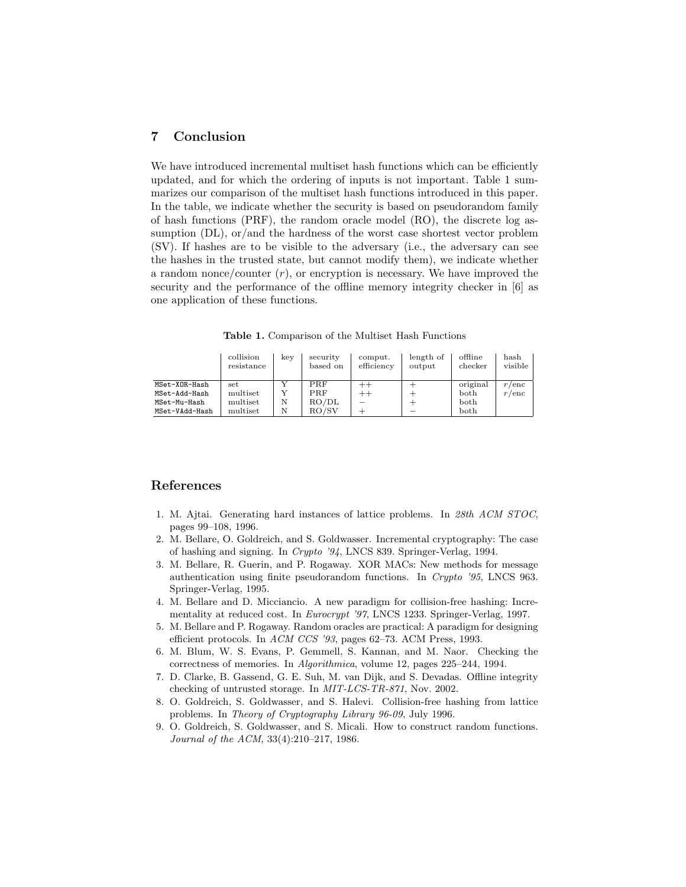## 7 Conclusion

We have introduced incremental multiset hash functions which can be efficiently updated, and for which the ordering of inputs is not important. Table 1 summarizes our comparison of the multiset hash functions introduced in this paper. In the table, we indicate whether the security is based on pseudorandom family of hash functions (PRF), the random oracle model (RO), the discrete log assumption (DL), or/and the hardness of the worst case shortest vector problem (SV). If hashes are to be visible to the adversary (i.e., the adversary can see the hashes in the trusted state, but cannot modify them), we indicate whether a random nonce/counter ($r$), or encryption is necessary. We have improved the security and the performance of the offline memory integrity checker in [6] as one application of these functions.

**Table 1.** Comparison of the Multiset Hash Functions

| | collision resistance | key | security based on | comput. efficiency | length of output | offline checker | hash visible |
|---|---|---|---|---|---|---|---|
| `MSet-XOR-Hash` | set | Y | PRF | ++ | + | original | $r$/enc |
| `MSet-Add-Hash` | multiset | Y | PRF | ++ | + | both | $r$/enc |
| `MSet-Mu-Hash` | multiset | N | RO/DL | − | + | both | |
| `MSet-VAdd-Hash` | multiset | N | RO/SV | + | − | both | |

## References

1. M. Ajtai. Generating hard instances of lattice problems. In *28th ACM STOC*, pages 99–108, 1996.
2. M. Bellare, O. Goldreich, and S. Goldwasser. Incremental cryptography: The case of hashing and signing. In *Crypto '94*, LNCS 839. Springer-Verlag, 1994.
3. M. Bellare, R. Guerin, and P. Rogaway. XOR MACs: New methods for message authentication using finite pseudorandom functions. In *Crypto '95*, LNCS 963. Springer-Verlag, 1995.
4. M. Bellare and D. Micciancio. A new paradigm for collision-free hashing: Incrementality at reduced cost. In *Eurocrypt '97*, LNCS 1233. Springer-Verlag, 1997.
5. M. Bellare and P. Rogaway. Random oracles are practical: A paradigm for designing efficient protocols. In *ACM CCS '93*, pages 62–73. ACM Press, 1993.
6. M. Blum, W. S. Evans, P. Gemmell, S. Kannan, and M. Naor. Checking the correctness of memories. In *Algorithmica*, volume 12, pages 225–244, 1994.
7. D. Clarke, B. Gassend, G. E. Suh, M. van Dijk, and S. Devadas. Offline integrity checking of untrusted storage. In *MIT-LCS-TR-871*, Nov. 2002.
8. O. Goldreich, S. Goldwasser, and S. Halevi. Collision-free hashing from lattice problems. In *Theory of Cryptography Library 96-09*, July 1996.
9. O. Goldreich, S. Goldwasser, and S. Micali. How to construct random functions. *Journal of the ACM*, 33(4):210–217, 1986.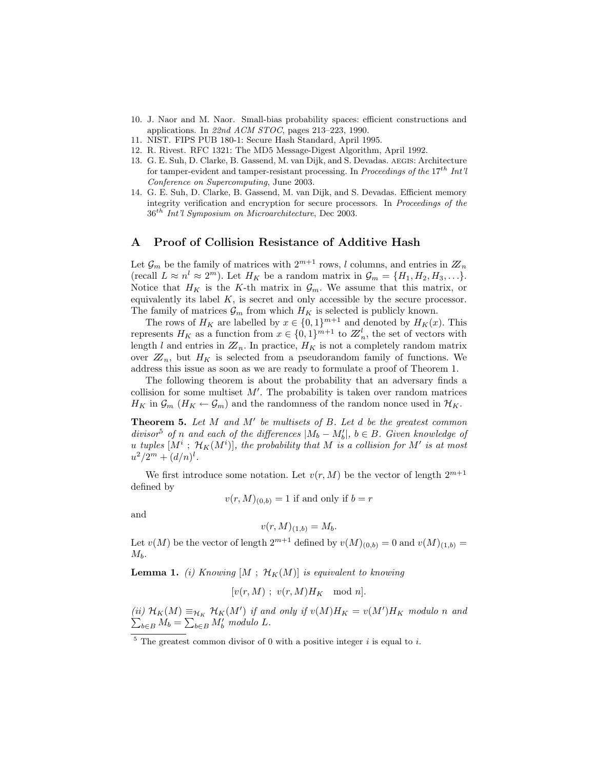10. J. Naor and M. Naor. Small-bias probability spaces: efficient constructions and applications. In *22nd ACM STOC*, pages 213–223, 1990.
11. NIST. FIPS PUB 180-1: Secure Hash Standard, April 1995.
12. R. Rivest. RFC 1321: The MD5 Message-Digest Algorithm, April 1992.
13. G. E. Suh, D. Clarke, B. Gassend, M. van Dijk, and S. Devadas. AEGIS: Architecture for tamper-evident and tamper-resistant processing. In *Proceedings of the $17^{th}$ Int'l Conference on Supercomputing*, June 2003.
14. G. E. Suh, D. Clarke, B. Gassend, M. van Dijk, and S. Devadas. Efficient memory integrity verification and encryption for secure processors. In *Proceedings of the $36^{th}$ Int'l Symposium on Microarchitecture*, Dec 2003.

## A Proof of Collision Resistance of Additive Hash

Let $\mathcal{G}_m$ be the family of matrices with $2^{m+1}$ rows, $l$ columns, and entries in $\mathbb{Z}_n$ (recall $L \approx n^l \approx 2^m$). Let $H_K$ be a random matrix in $\mathcal{G}_m = \{H_1, H_2, H_3, \ldots\}$. Notice that $H_K$ is the $K$-th matrix in $\mathcal{G}_m$. We assume that this matrix, or equivalently its label $K$, is secret and only accessible by the secure processor. The family of matrices $\mathcal{G}_m$ from which $H_K$ is selected is publicly known.

The rows of $H_K$ are labelled by $x \in \{0,1\}^{m+1}$ and denoted by $H_K(x)$. This represents $H_K$ as a function from $x \in \{0,1\}^{m+1}$ to $\mathbb{Z}_n^l$, the set of vectors with length $l$ and entries in $\mathbb{Z}_n$. In practice, $H_K$ is not a completely random matrix over $\mathbb{Z}_n$, but $H_K$ is selected from a pseudorandom family of functions. We address this issue as soon as we are ready to formulate a proof of Theorem 1.

The following theorem is about the probability that an adversary finds a collision for some multiset $M'$. The probability is taken over random matrices $H_K$ in $\mathcal{G}_m$ ($H_K \leftarrow \mathcal{G}_m$) and the randomness of the random nonce used in $\mathcal{H}_K$.

**Theorem 5.** *Let $M$ and $M'$ be multisets of $B$. Let $d$ be the greatest common divisor[5] of $n$ and each of the differences $|M_b - M'_b|$, $b \in B$. Given knowledge of $u$ tuples $[M^i \; ; \; \mathcal{H}_K(M^i)]$, the probability that $M$ is a collision for $M'$ is at most $u^2/2^m + (d/n)^l$.*

We first introduce some notation. Let $v(r, M)$ be the vector of length $2^{m+1}$ defined by

$$v(r, M)_{(0,b)} = 1 \text{ if and only if } b = r$$

and

$$v(r, M)_{(1,b)} = M_b.$$

Let $v(M)$ be the vector of length $2^{m+1}$ defined by $v(M)_{(0,b)} = 0$ and $v(M)_{(1,b)} = M_b$.

**Lemma 1.** *(i) Knowing $[M \; ; \; \mathcal{H}_K(M)]$ is equivalent to knowing*

$$[v(r, M) \; ; \; v(r, M)H_K \mod n].$$

*(ii) $\mathcal{H}_K(M) \equiv_{\mathcal{H}_K} \mathcal{H}_K(M')$ if and only if $v(M)H_K = v(M')H_K$ modulo $n$ and $\sum_{b \in B} M_b = \sum_{b \in B} M'_b$ modulo $L$.*

[5] The greatest common divisor of 0 with a positive integer $i$ is equal to $i$.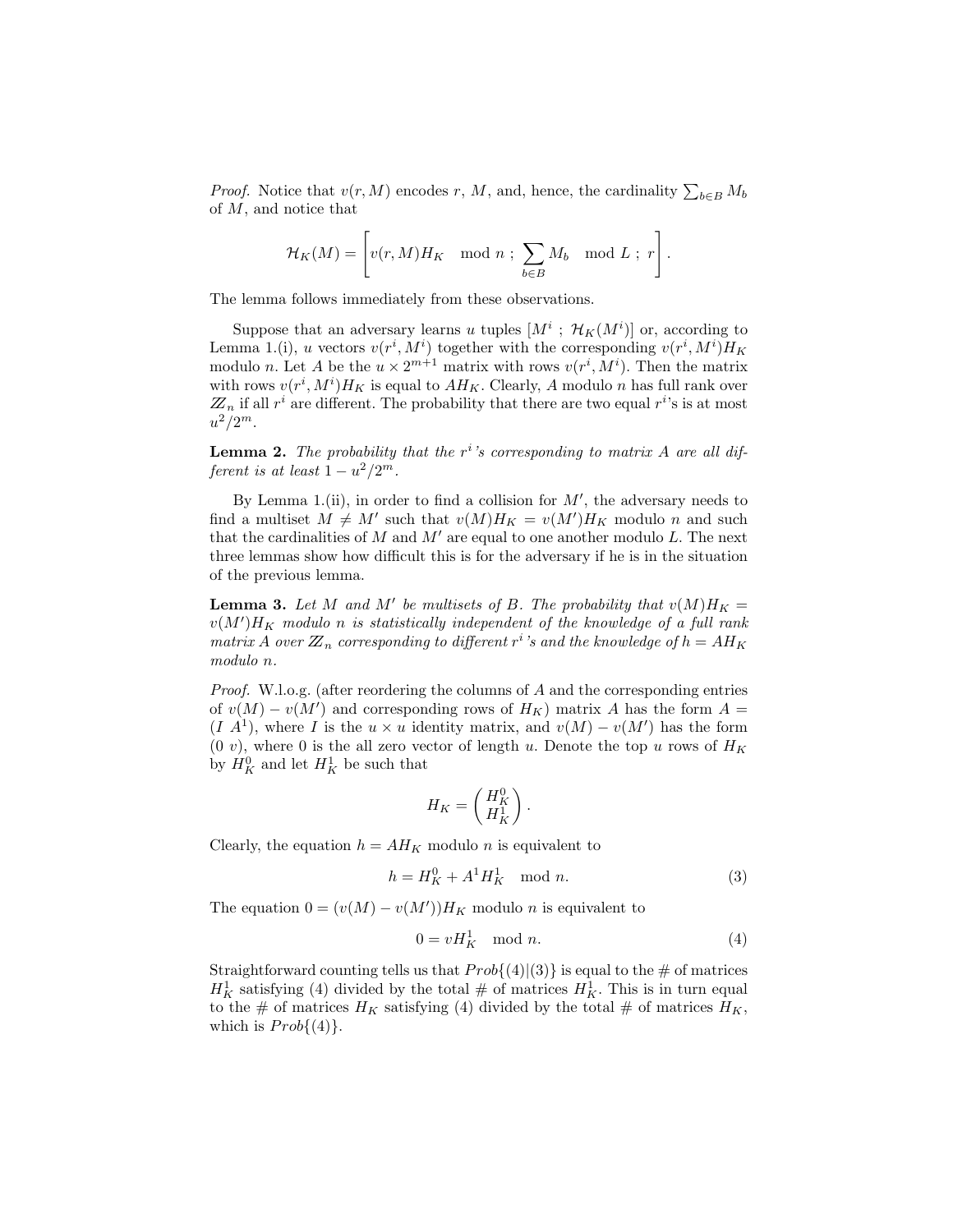*Proof.* Notice that $v(r, M)$ encodes $r$, $M$, and, hence, the cardinality $\sum_{b \in B} M_b$ of $M$, and notice that

$$\mathcal{H}_K(M) = \left[ v(r, M) H_K \mod n \; ; \; \sum_{b \in B} M_b \mod L \; ; \; r \right].$$

The lemma follows immediately from these observations.

Suppose that an adversary learns $u$ tuples $[M^i \; ; \; \mathcal{H}_K(M^i)]$ or, according to Lemma 1.(i), $u$ vectors $v(r^i, M^i)$ together with the corresponding $v(r^i, M^i)H_K$ modulo $n$. Let $A$ be the $u \times 2^{m+1}$ matrix with rows $v(r^i, M^i)$. Then the matrix with rows $v(r^i, M^i)H_K$ is equal to $AH_K$. Clearly, $A$ modulo $n$ has full rank over $\mathbb{Z}_n$ if all $r^i$ are different. The probability that there are two equal $r^i$'s is at most $u^2/2^m$.

**Lemma 2.** *The probability that the $r^i$'s corresponding to matrix $A$ are all different is at least $1 - u^2/2^m$.*

By Lemma 1.(ii), in order to find a collision for $M'$, the adversary needs to find a multiset $M \neq M'$ such that $v(M)H_K = v(M')H_K$ modulo $n$ and such that the cardinalities of $M$ and $M'$ are equal to one another modulo $L$. The next three lemmas show how difficult this is for the adversary if he is in the situation of the previous lemma.

**Lemma 3.** *Let $M$ and $M'$ be multisets of $B$. The probability that $v(M)H_K = v(M')H_K$ modulo $n$ is statistically independent of the knowledge of a full rank matrix $A$ over $\mathbb{Z}_n$ corresponding to different $r^i$'s and the knowledge of $h = AH_K$ modulo $n$.*

*Proof.* W.l.o.g. (after reordering the columns of $A$ and the corresponding entries of $v(M) - v(M')$ and corresponding rows of $H_K$) matrix $A$ has the form $A = (I \; A^1)$, where $I$ is the $u \times u$ identity matrix, and $v(M) - v(M')$ has the form $(0 \; v)$, where $0$ is the all zero vector of length $u$. Denote the top $u$ rows of $H_K$ by $H_K^0$ and let $H_K^1$ be such that

$$H_K = \begin{pmatrix} H_K^0 \\ H_K^1 \end{pmatrix}.$$

Clearly, the equation $h = AH_K$ modulo $n$ is equivalent to

$$h = H_K^0 + A^1 H_K^1 \mod n. \tag{3}$$

The equation $0 = (v(M) - v(M'))H_K$ modulo $n$ is equivalent to

$$0 = vH_K^1 \mod n. \tag{4}$$

Straightforward counting tells us that $Prob\{(4)|(3)\}$ is equal to the # of matrices $H_K^1$ satisfying (4) divided by the total # of matrices $H_K^1$. This is in turn equal to the # of matrices $H_K$ satisfying (4) divided by the total # of matrices $H_K$, which is $Prob\{(4)\}$.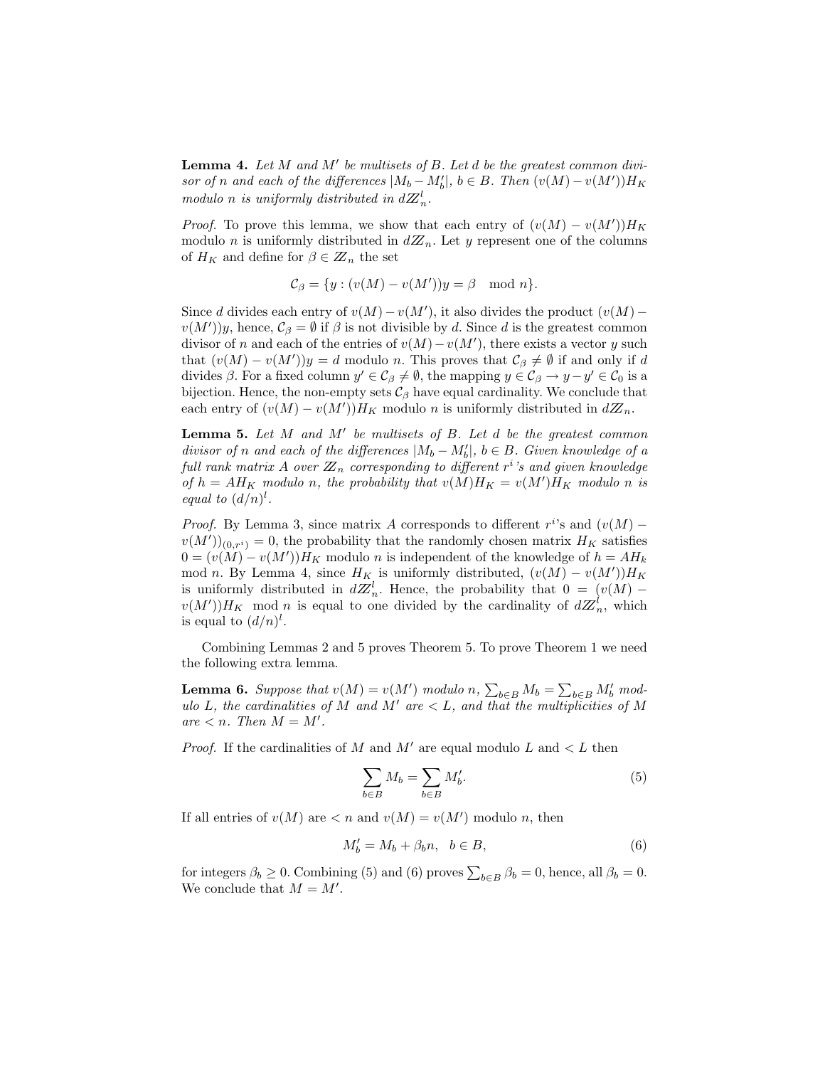**Lemma 4.** *Let $M$ and $M'$ be multisets of $B$. Let $d$ be the greatest common divisor of $n$ and each of the differences $|M_b - M'_b|$, $b \in B$. Then $(v(M) - v(M'))H_K$ modulo $n$ is uniformly distributed in $d\mathbb{Z}_n^l$.*

*Proof.* To prove this lemma, we show that each entry of $(v(M) - v(M'))H_K$ modulo $n$ is uniformly distributed in $d\mathbb{Z}_n$. Let $y$ represent one of the columns of $H_K$ and define for $\beta \in \mathbb{Z}_n$ the set

$$\mathcal{C}_\beta = \{y : (v(M) - v(M'))y = \beta \mod n\}.$$

Since $d$ divides each entry of $v(M) - v(M')$, it also divides the product $(v(M) - v(M'))y$, hence, $\mathcal{C}_\beta = \emptyset$ if $\beta$ is not divisible by $d$. Since $d$ is the greatest common divisor of $n$ and each of the entries of $v(M) - v(M')$, there exists a vector $y$ such that $(v(M) - v(M'))y = d$ modulo $n$. This proves that $\mathcal{C}_\beta \neq \emptyset$ if and only if $d$ divides $\beta$. For a fixed column $y' \in \mathcal{C}_\beta \neq \emptyset$, the mapping $y \in \mathcal{C}_\beta \rightarrow y - y' \in \mathcal{C}_0$ is a bijection. Hence, the non-empty sets $\mathcal{C}_\beta$ have equal cardinality. We conclude that each entry of $(v(M) - v(M'))H_K$ modulo $n$ is uniformly distributed in $d\mathbb{Z}_n$.

**Lemma 5.** *Let $M$ and $M'$ be multisets of $B$. Let $d$ be the greatest common divisor of $n$ and each of the differences $|M_b - M'_b|$, $b \in B$. Given knowledge of a full rank matrix $A$ over $\mathbb{Z}_n$ corresponding to different $r^i$'s and given knowledge of $h = AH_K$ modulo $n$, the probability that $v(M)H_K = v(M')H_K$ modulo $n$ is equal to $(d/n)^l$.*

*Proof.* By Lemma 3, since matrix $A$ corresponds to different $r^i$'s and $(v(M) - v(M'))_{(0,r^i)} = 0$, the probability that the randomly chosen matrix $H_K$ satisfies $0 = (v(M) - v(M'))H_K$ modulo $n$ is independent of the knowledge of $h = AH_k$ mod $n$. By Lemma 4, since $H_K$ is uniformly distributed, $(v(M) - v(M'))H_K$ is uniformly distributed in $d\mathbb{Z}_n^l$. Hence, the probability that $0 = (v(M) - v(M'))H_K \mod n$ is equal to one divided by the cardinality of $d\mathbb{Z}_n^l$, which is equal to $(d/n)^l$.

Combining Lemmas 2 and 5 proves Theorem 5. To prove Theorem 1 we need the following extra lemma.

**Lemma 6.** *Suppose that $v(M) = v(M')$ modulo $n$, $\sum_{b \in B} M_b = \sum_{b \in B} M'_b$ modulo $L$, the cardinalities of $M$ and $M'$ are $< L$, and that the multiplicities of $M$ are $< n$. Then $M = M'$.*

*Proof.* If the cardinalities of $M$ and $M'$ are equal modulo $L$ and $< L$ then

$$\sum_{b \in B} M_b = \sum_{b \in B} M'_b. \tag{5}$$

If all entries of $v(M)$ are $< n$ and $v(M) = v(M')$ modulo $n$, then

$$M'_b = M_b + \beta_b n, \quad b \in B, \tag{6}$$

for integers $\beta_b \geq 0$. Combining (5) and (6) proves $\sum_{b \in B} \beta_b = 0$, hence, all $\beta_b = 0$. We conclude that $M = M'$.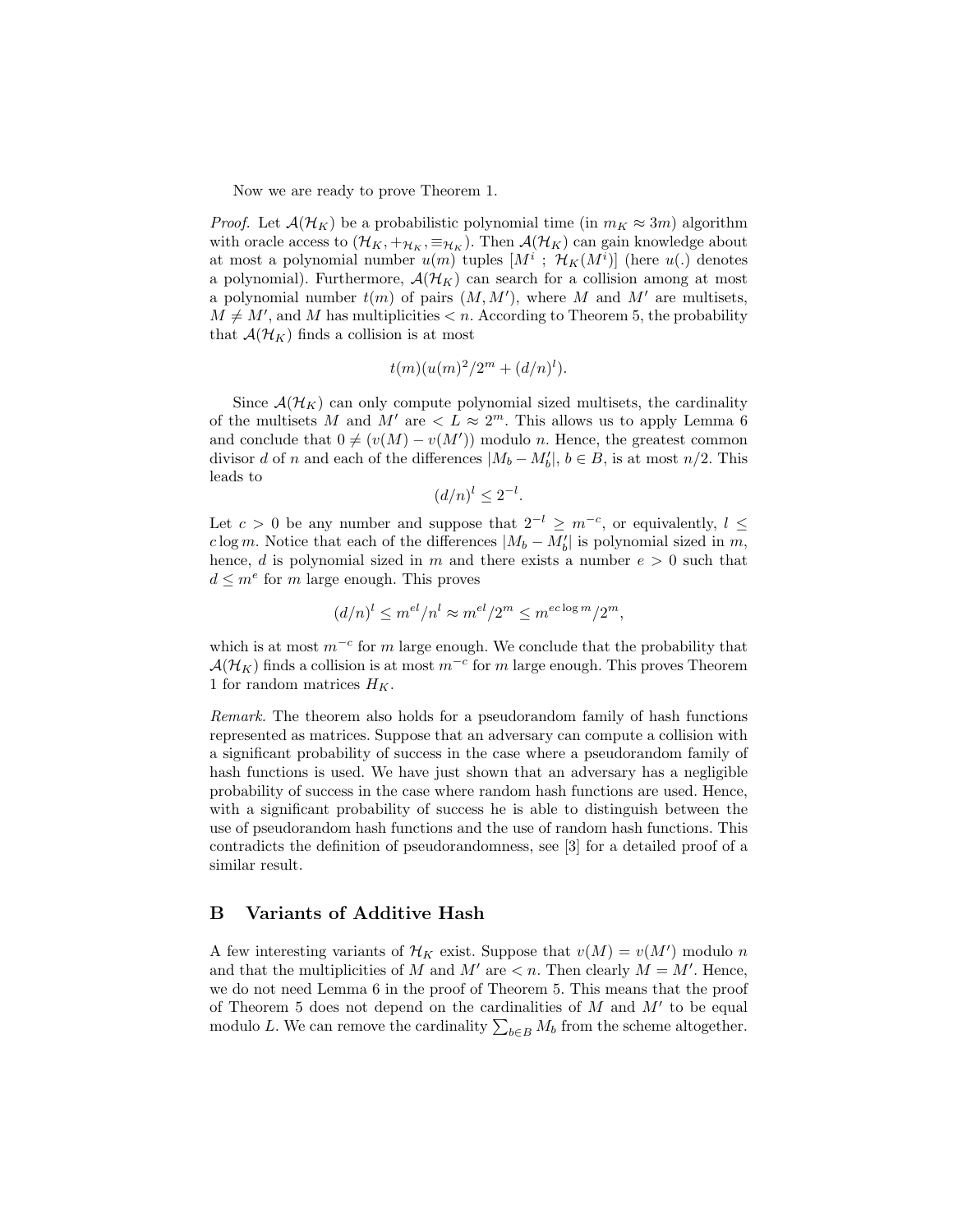Now we are ready to prove Theorem 1.

*Proof.* Let $\mathcal{A}(\mathcal{H}_K)$ be a probabilistic polynomial time (in $m_K \approx 3m$) algorithm with oracle access to $(\mathcal{H}_K, +_{\mathcal{H}_K}, \equiv_{\mathcal{H}_K})$. Then $\mathcal{A}(\mathcal{H}_K)$ can gain knowledge about at most a polynomial number $u(m)$ tuples $[M^i\ ;\ \mathcal{H}_K(M^i)]$ (here $u(.)$ denotes a polynomial). Furthermore, $\mathcal{A}(\mathcal{H}_K)$ can search for a collision among at most a polynomial number $t(m)$ of pairs $(M, M')$, where $M$ and $M'$ are multisets, $M \neq M'$, and $M$ has multiplicities $< n$. According to Theorem 5, the probability that $\mathcal{A}(\mathcal{H}_K)$ finds a collision is at most

$$t(m)(u(m)^2/2^m + (d/n)^l).$$

Since $\mathcal{A}(\mathcal{H}_K)$ can only compute polynomial sized multisets, the cardinality of the multisets $M$ and $M'$ are $< L \approx 2^m$. This allows us to apply Lemma 6 and conclude that $0 \neq (v(M) - v(M'))$ modulo $n$. Hence, the greatest common divisor $d$ of $n$ and each of the differences $|M_b - M'_b|$, $b \in B$, is at most $n/2$. This leads to

$$(d/n)^l \leq 2^{-l}.$$

Let $c > 0$ be any number and suppose that $2^{-l} \geq m^{-c}$, or equivalently, $l \leq c \log m$. Notice that each of the differences $|M_b - M'_b|$ is polynomial sized in $m$, hence, $d$ is polynomial sized in $m$ and there exists a number $e > 0$ such that $d \leq m^e$ for $m$ large enough. This proves

$$(d/n)^l \leq m^{el}/n^l \approx m^{el}/2^m \leq m^{ec\log m}/2^m,$$

which is at most $m^{-c}$ for $m$ large enough. We conclude that the probability that $\mathcal{A}(\mathcal{H}_K)$ finds a collision is at most $m^{-c}$ for $m$ large enough. This proves Theorem 1 for random matrices $H_K$.

*Remark.* The theorem also holds for a pseudorandom family of hash functions represented as matrices. Suppose that an adversary can compute a collision with a significant probability of success in the case where a pseudorandom family of hash functions is used. We have just shown that an adversary has a negligible probability of success in the case where random hash functions are used. Hence, with a significant probability of success he is able to distinguish between the use of pseudorandom hash functions and the use of random hash functions. This contradicts the definition of pseudorandomness, see [3] for a detailed proof of a similar result.

## B Variants of Additive Hash

A few interesting variants of $\mathcal{H}_K$ exist. Suppose that $v(M) = v(M')$ modulo $n$ and that the multiplicities of $M$ and $M'$ are $< n$. Then clearly $M = M'$. Hence, we do not need Lemma 6 in the proof of Theorem 5. This means that the proof of Theorem 5 does not depend on the cardinalities of $M$ and $M'$ to be equal modulo $L$. We can remove the cardinality $\sum_{b\in B} M_b$ from the scheme altogether.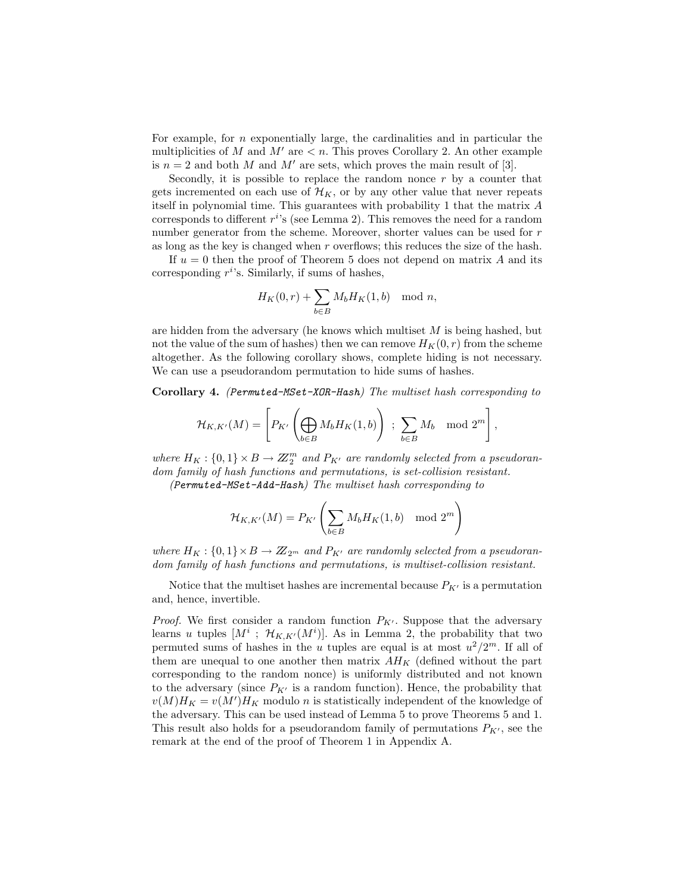For example, for $n$ exponentially large, the cardinalities and in particular the multiplicities of $M$ and $M'$ are $< n$. This proves Corollary 2. An other example is $n = 2$ and both $M$ and $M'$ are sets, which proves the main result of [3].

Secondly, it is possible to replace the random nonce $r$ by a counter that gets incremented on each use of $\mathcal{H}_K$, or by any other value that never repeats itself in polynomial time. This guarantees with probability 1 that the matrix $A$ corresponds to different $r^i$'s (see Lemma 2). This removes the need for a random number generator from the scheme. Moreover, shorter values can be used for $r$ as long as the key is changed when $r$ overflows; this reduces the size of the hash.

If $u = 0$ then the proof of Theorem 5 does not depend on matrix $A$ and its corresponding $r^i$'s. Similarly, if sums of hashes,

$$H_K(0, r) + \sum_{b \in B} M_b H_K(1, b) \mod n,$$

are hidden from the adversary (he knows which multiset $M$ is being hashed, but not the value of the sum of hashes) then we can remove $H_K(0, r)$ from the scheme altogether. As the following corollary shows, complete hiding is not necessary. We can use a pseudorandom permutation to hide sums of hashes.

**Corollary 4.** *(Permuted-MSet-XOR-Hash) The multiset hash corresponding to*

$$\mathcal{H}_{K,K'}(M) = \left[ P_{K'}\left( \bigoplus_{b \in B} M_b H_K(1, b) \right) \ ; \ \sum_{b \in B} M_b \mod 2^m \right],$$

*where $H_K : \{0, 1\} \times B \to \mathbb{Z}_2^m$ and $P_{K'}$ are randomly selected from a pseudorandom family of hash functions and permutations, is set-collision resistant.*

*(Permuted-MSet-Add-Hash) The multiset hash corresponding to*

$$\mathcal{H}_{K,K'}(M) = P_{K'}\left( \sum_{b \in B} M_b H_K(1, b) \mod 2^m \right)$$

*where $H_K : \{0, 1\} \times B \to \mathbb{Z}_{2^m}$ and $P_{K'}$ are randomly selected from a pseudorandom family of hash functions and permutations, is multiset-collision resistant.*

Notice that the multiset hashes are incremental because $P_{K'}$ is a permutation and, hence, invertible.

*Proof.* We first consider a random function $P_{K'}$. Suppose that the adversary learns $u$ tuples $[M^i \ ; \ \mathcal{H}_{K,K'}(M^i)]$. As in Lemma 2, the probability that two permuted sums of hashes in the $u$ tuples are equal is at most $u^2/2^m$. If all of them are unequal to one another then matrix $AH_K$ (defined without the part corresponding to the random nonce) is uniformly distributed and not known to the adversary (since $P_{K'}$ is a random function). Hence, the probability that $v(M)H_K = v(M')H_K$ modulo $n$ is statistically independent of the knowledge of the adversary. This can be used instead of Lemma 5 to prove Theorems 5 and 1. This result also holds for a pseudorandom family of permutations $P_{K'}$, see the remark at the end of the proof of Theorem 1 in Appendix A.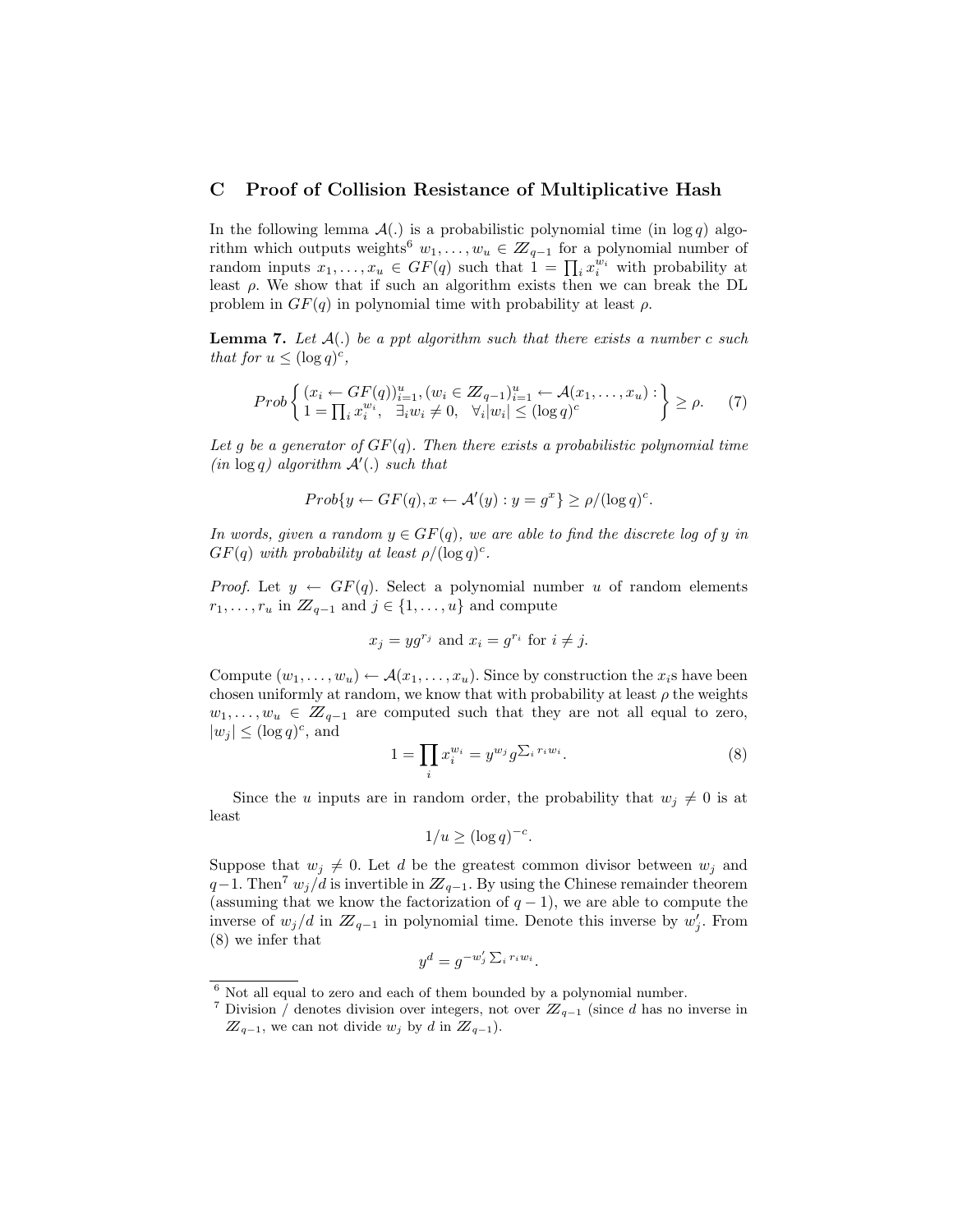## C Proof of Collision Resistance of Multiplicative Hash

In the following lemma $\mathcal{A}(.)$ is a probabilistic polynomial time (in $\log q$) algorithm which outputs weights[6] $w_1, \ldots, w_u \in \mathbb{Z}_{q-1}$ for a polynomial number of random inputs $x_1, \ldots, x_u \in GF(q)$ such that $1 = \prod_i x_i^{w_i}$ with probability at least $\rho$. We show that if such an algorithm exists then we can break the DL problem in $GF(q)$ in polynomial time with probability at least $\rho$.

**Lemma 7.** *Let $\mathcal{A}(.)$ be a ppt algorithm such that there exists a number $c$ such that for $u \leq (\log q)^c$,*

$$Prob \left\{ \begin{array}{l} (x_i \leftarrow GF(q))_{i=1}^u, (w_i \in \mathbb{Z}_{q-1})_{i=1}^u \leftarrow \mathcal{A}(x_1, \ldots, x_u) : \\ 1 = \prod_i x_i^{w_i}, \quad \exists_i w_i \neq 0, \quad \forall_i |w_i| \leq (\log q)^c \end{array} \right\} \geq \rho. \quad (7)$$

*Let $g$ be a generator of $GF(q)$. Then there exists a probabilistic polynomial time (in $\log q$) algorithm $\mathcal{A}'(.)$ such that*

$$Prob\{y \leftarrow GF(q), x \leftarrow \mathcal{A}'(y) : y = g^x\} \geq \rho/(\log q)^c.$$

*In words, given a random $y \in GF(q)$, we are able to find the discrete log of $y$ in $GF(q)$ with probability at least $\rho/(\log q)^c$.*

*Proof.* Let $y \leftarrow GF(q)$. Select a polynomial number $u$ of random elements $r_1, \ldots, r_u$ in $\mathbb{Z}_{q-1}$ and $j \in \{1, \ldots, u\}$ and compute

$$x_j = yg^{r_j} \text{ and } x_i = g^{r_i} \text{ for } i \neq j.$$

Compute $(w_1, \ldots, w_u) \leftarrow \mathcal{A}(x_1, \ldots, x_u)$. Since by construction the $x_i$s have been chosen uniformly at random, we know that with probability at least $\rho$ the weights $w_1, \ldots, w_u \in \mathbb{Z}_{q-1}$ are computed such that they are not all equal to zero, $|w_j| \leq (\log q)^c$, and

$$1 = \prod_i x_i^{w_i} = y^{w_j} g^{\sum_i r_i w_i}. \quad (8)$$

Since the $u$ inputs are in random order, the probability that $w_j \neq 0$ is at least

$$1/u \geq (\log q)^{-c}.$$

Suppose that $w_j \neq 0$. Let $d$ be the greatest common divisor between $w_j$ and $q-1$. Then[7] $w_j/d$ is invertible in $\mathbb{Z}_{q-1}$. By using the Chinese remainder theorem (assuming that we know the factorization of $q-1$), we are able to compute the inverse of $w_j/d$ in $\mathbb{Z}_{q-1}$ in polynomial time. Denote this inverse by $w'_j$. From (8) we infer that

$$y^d = g^{-w'_j \sum_i r_i w_i}.$$

---

[6] Not all equal to zero and each of them bounded by a polynomial number.

[7] Division / denotes division over integers, not over $\mathbb{Z}_{q-1}$ (since $d$ has no inverse in $\mathbb{Z}_{q-1}$, we can not divide $w_j$ by $d$ in $\mathbb{Z}_{q-1}$).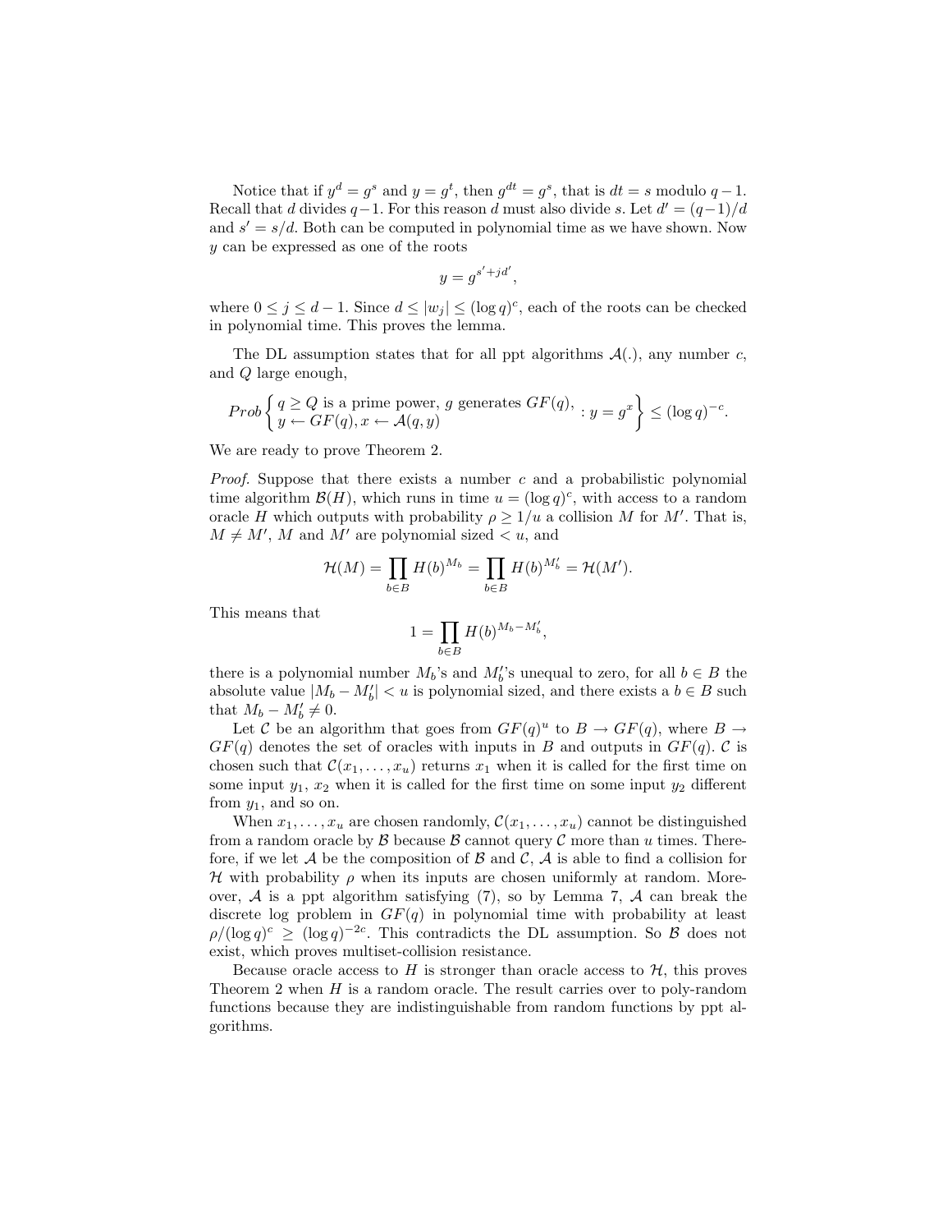Notice that if $y^d = g^s$ and $y = g^t$, then $g^{dt} = g^s$, that is $dt = s$ modulo $q-1$. Recall that $d$ divides $q-1$. For this reason $d$ must also divide $s$. Let $d' = (q-1)/d$ and $s' = s/d$. Both can be computed in polynomial time as we have shown. Now $y$ can be expressed as one of the roots

$$y = g^{s'+jd'},$$

where $0 \leq j \leq d-1$. Since $d \leq |w_j| \leq (\log q)^c$, each of the roots can be checked in polynomial time. This proves the lemma.

The DL assumption states that for all ppt algorithms $\mathcal{A}(.)$, any number $c$, and $Q$ large enough,

$$Prob \left\{ \begin{array}{l} q \geq Q \text{ is a prime power, } g \text{ generates } GF(q), \\ y \leftarrow GF(q), x \leftarrow \mathcal{A}(q,y) \end{array} : y = g^x \right\} \leq (\log q)^{-c}.$$

We are ready to prove Theorem 2.

*Proof.* Suppose that there exists a number $c$ and a probabilistic polynomial time algorithm $\mathcal{B}(H)$, which runs in time $u = (\log q)^c$, with access to a random oracle $H$ which outputs with probability $\rho \geq 1/u$ a collision $M$ for $M'$. That is, $M \neq M'$, $M$ and $M'$ are polynomial sized $< u$, and

$$\mathcal{H}(M) = \prod_{b \in B} H(b)^{M_b} = \prod_{b \in B} H(b)^{M'_b} = \mathcal{H}(M').$$

This means that

$$1 = \prod_{b \in B} H(b)^{M_b - M'_b},$$

there is a polynomial number $M_b$'s and $M'_b$'s unequal to zero, for all $b \in B$ the absolute value $|M_b - M'_b| < u$ is polynomial sized, and there exists a $b \in B$ such that $M_b - M'_b \neq 0$.

Let $\mathcal{C}$ be an algorithm that goes from $GF(q)^u$ to $B \rightarrow GF(q)$, where $B \rightarrow GF(q)$ denotes the set of oracles with inputs in $B$ and outputs in $GF(q)$. $\mathcal{C}$ is chosen such that $\mathcal{C}(x_1, \ldots, x_u)$ returns $x_1$ when it is called for the first time on some input $y_1$, $x_2$ when it is called for the first time on some input $y_2$ different from $y_1$, and so on.

When $x_1, \ldots, x_u$ are chosen randomly, $\mathcal{C}(x_1, \ldots, x_u)$ cannot be distinguished from a random oracle by $\mathcal{B}$ because $\mathcal{B}$ cannot query $\mathcal{C}$ more than $u$ times. Therefore, if we let $\mathcal{A}$ be the composition of $\mathcal{B}$ and $\mathcal{C}$, $\mathcal{A}$ is able to find a collision for $\mathcal{H}$ with probability $\rho$ when its inputs are chosen uniformly at random. Moreover, $\mathcal{A}$ is a ppt algorithm satisfying (7), so by Lemma 7, $\mathcal{A}$ can break the discrete log problem in $GF(q)$ in polynomial time with probability at least $\rho/(\log q)^c \geq (\log q)^{-2c}$. This contradicts the DL assumption. So $\mathcal{B}$ does not exist, which proves multiset-collision resistance.

Because oracle access to $H$ is stronger than oracle access to $\mathcal{H}$, this proves Theorem 2 when $H$ is a random oracle. The result carries over to poly-random functions because they are indistinguishable from random functions by ppt algorithms.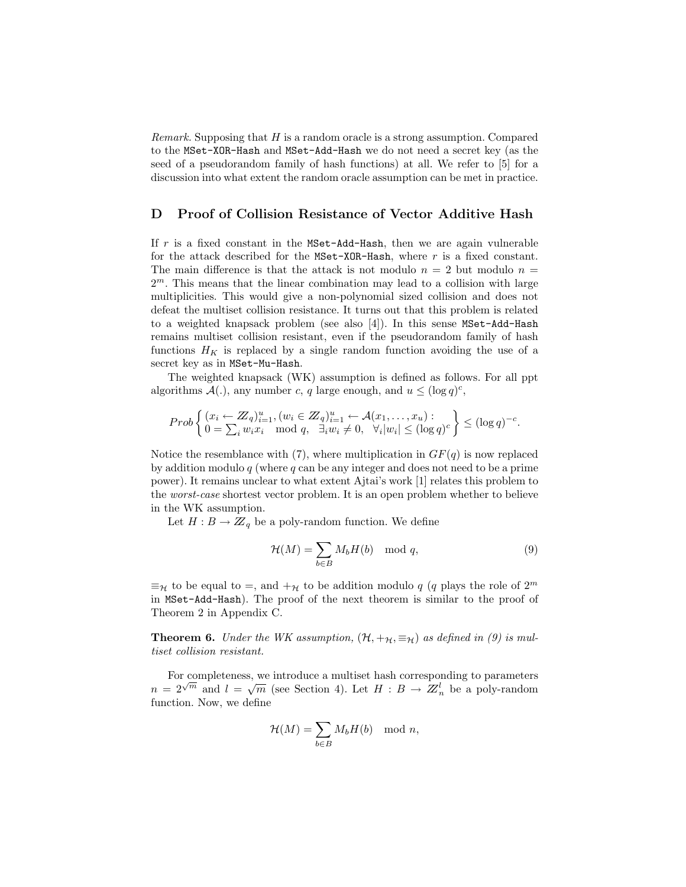*Remark.* Supposing that $H$ is a random oracle is a strong assumption. Compared to the `MSet-XOR-Hash` and `MSet-Add-Hash` we do not need a secret key (as the seed of a pseudorandom family of hash functions) at all. We refer to [5] for a discussion into what extent the random oracle assumption can be met in practice.

## D Proof of Collision Resistance of Vector Additive Hash

If $r$ is a fixed constant in the `MSet-Add-Hash`, then we are again vulnerable for the attack described for the `MSet-XOR-Hash`, where $r$ is a fixed constant. The main difference is that the attack is not modulo $n = 2$ but modulo $n = 2^m$. This means that the linear combination may lead to a collision with large multiplicities. This would give a non-polynomial sized collision and does not defeat the multiset collision resistance. It turns out that this problem is related to a weighted knapsack problem (see also [4]). In this sense `MSet-Add-Hash` remains multiset collision resistant, even if the pseudorandom family of hash functions $H_K$ is replaced by a single random function avoiding the use of a secret key as in `MSet-Mu-Hash`.

The weighted knapsack (WK) assumption is defined as follows. For all ppt algorithms $\mathcal{A}(.)$, any number $c$, $q$ large enough, and $u \leq (\log q)^c$,

$$Prob \left\{ \begin{array}{l} (x_i \leftarrow \mathbb{Z}_q)_{i=1}^u, (w_i \in \mathbb{Z}_q)_{i=1}^u \leftarrow \mathcal{A}(x_1, \ldots, x_u) : \\ 0 = \sum_i w_i x_i \mod q, \quad \exists_i w_i \neq 0, \quad \forall_i |w_i| \leq (\log q)^c \end{array} \right\} \leq (\log q)^{-c}.$$

Notice the resemblance with (7), where multiplication in $GF(q)$ is now replaced by addition modulo $q$ (where $q$ can be any integer and does not need to be a prime power). It remains unclear to what extent Ajtai's work [1] relates this problem to the *worst-case* shortest vector problem. It is an open problem whether to believe in the WK assumption.

Let $H : B \rightarrow \mathbb{Z}_q$ be a poly-random function. We define

$$\mathcal{H}(M) = \sum_{b \in B} M_b H(b) \mod q, \tag{9}$$

$\equiv_{\mathcal{H}}$ to be equal to $=$, and $+_{\mathcal{H}}$ to be addition modulo $q$ ($q$ plays the role of $2^m$ in `MSet-Add-Hash`). The proof of the next theorem is similar to the proof of Theorem 2 in Appendix C.

**Theorem 6.** *Under the WK assumption, $(\mathcal{H}, +_{\mathcal{H}}, \equiv_{\mathcal{H}})$ as defined in (9) is multiset collision resistant.*

For completeness, we introduce a multiset hash corresponding to parameters $n = 2^{\sqrt{m}}$ and $l = \sqrt{m}$ (see Section 4). Let $H : B \rightarrow \mathbb{Z}_n^l$ be a poly-random function. Now, we define

$$\mathcal{H}(M) = \sum_{b \in B} M_b H(b) \mod n,$$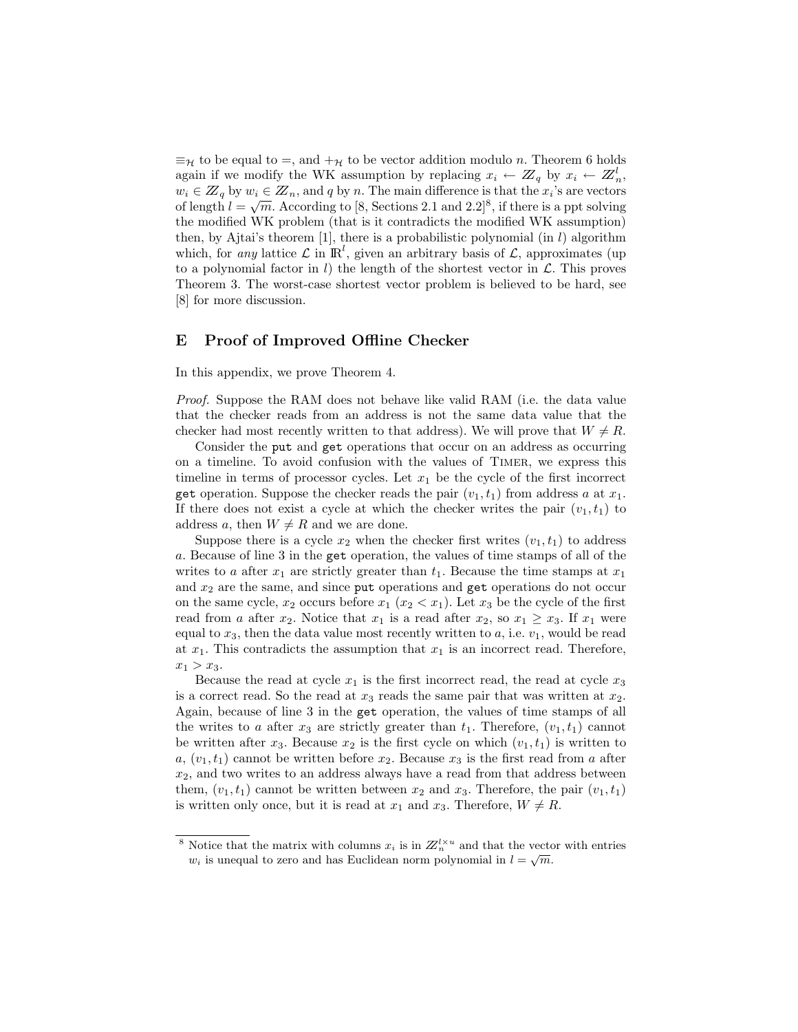$\equiv_{\mathcal{H}}$ to be equal to $=$, and $+_{\mathcal{H}}$ to be vector addition modulo $n$. Theorem 6 holds again if we modify the WK assumption by replacing $x_i \leftarrow \mathbb{Z}_q$ by $x_i \leftarrow \mathbb{Z}_n^l$, $w_i \in \mathbb{Z}_q$ by $w_i \in \mathbb{Z}_n$, and $q$ by $n$. The main difference is that the $x_i$'s are vectors of length $l = \sqrt{m}$. According to [8, Sections 2.1 and 2.2][8], if there is a ppt solving the modified WK problem (that is it contradicts the modified WK assumption) then, by Ajtai's theorem [1], there is a probabilistic polynomial (in $l$) algorithm which, for *any* lattice $\mathcal{L}$ in $\mathbb{R}^l$, given an arbitrary basis of $\mathcal{L}$, approximates (up to a polynomial factor in $l$) the length of the shortest vector in $\mathcal{L}$. This proves Theorem 3. The worst-case shortest vector problem is believed to be hard, see [8] for more discussion.

## E Proof of Improved Offline Checker

In this appendix, we prove Theorem 4.

*Proof.* Suppose the RAM does not behave like valid RAM (i.e. the data value that the checker reads from an address is not the same data value that the checker had most recently written to that address). We will prove that $W \neq R$.

Consider the `put` and `get` operations that occur on an address as occurring on a timeline. To avoid confusion with the values of TIMER, we express this timeline in terms of processor cycles. Let $x_1$ be the cycle of the first incorrect `get` operation. Suppose the checker reads the pair $(v_1, t_1)$ from address $a$ at $x_1$. If there does not exist a cycle at which the checker writes the pair $(v_1, t_1)$ to address $a$, then $W \neq R$ and we are done.

Suppose there is a cycle $x_2$ when the checker first writes $(v_1, t_1)$ to address $a$. Because of line 3 in the `get` operation, the values of time stamps of all of the writes to $a$ after $x_1$ are strictly greater than $t_1$. Because the time stamps at $x_1$ and $x_2$ are the same, and since `put` operations and `get` operations do not occur on the same cycle, $x_2$ occurs before $x_1$ ($x_2 < x_1$). Let $x_3$ be the cycle of the first read from $a$ after $x_2$. Notice that $x_1$ is a read after $x_2$, so $x_1 \geq x_3$. If $x_1$ were equal to $x_3$, then the data value most recently written to $a$, i.e. $v_1$, would be read at $x_1$. This contradicts the assumption that $x_1$ is an incorrect read. Therefore, $x_1 > x_3$.

Because the read at cycle $x_1$ is the first incorrect read, the read at cycle $x_3$ is a correct read. So the read at $x_3$ reads the same pair that was written at $x_2$. Again, because of line 3 in the `get` operation, the values of time stamps of all the writes to $a$ after $x_3$ are strictly greater than $t_1$. Therefore, $(v_1, t_1)$ cannot be written after $x_3$. Because $x_2$ is the first cycle on which $(v_1, t_1)$ is written to $a$, $(v_1, t_1)$ cannot be written before $x_2$. Because $x_3$ is the first read from $a$ after $x_2$, and two writes to an address always have a read from that address between them, $(v_1, t_1)$ cannot be written between $x_2$ and $x_3$. Therefore, the pair $(v_1, t_1)$ is written only once, but it is read at $x_1$ and $x_3$. Therefore, $W \neq R$.

---

[8] Notice that the matrix with columns $x_i$ is in $\mathbb{Z}_n^{l \times u}$ and that the vector with entries $w_i$ is unequal to zero and has Euclidean norm polynomial in $l = \sqrt{m}$.